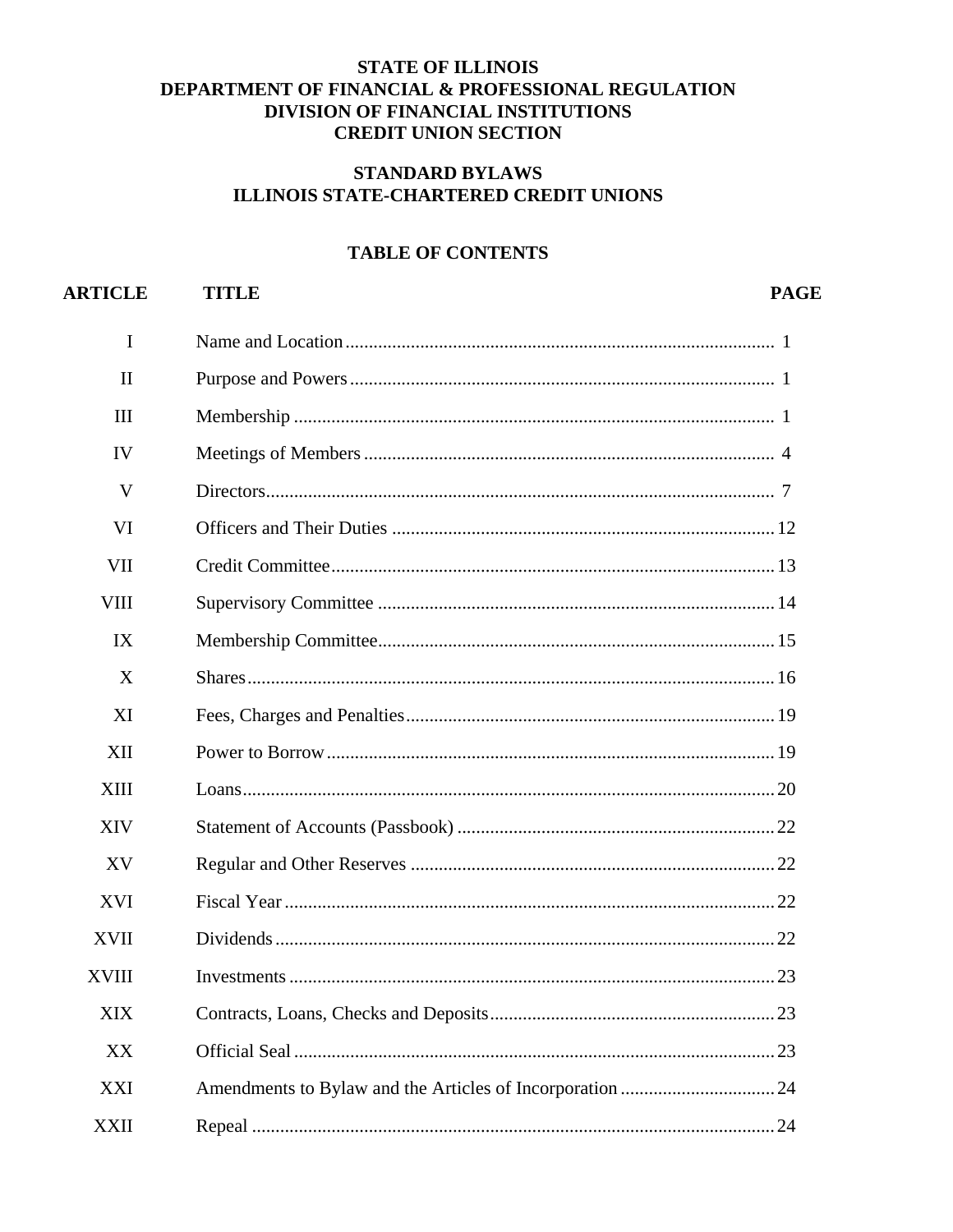**STATE OF ILLINOIS**
**DEPARTMENT OF FINANCIAL & PROFESSIONAL REGULATION**
**DIVISION OF FINANCIAL INSTITUTIONS**
**CREDIT UNION SECTION**

# STANDARD BYLAWS
# ILLINOIS STATE-CHARTERED CREDIT UNIONS

## TABLE OF CONTENTS

| ARTICLE | TITLE | PAGE |
|---|---|---|
| I | Name and Location | 1 |
| II | Purpose and Powers | 1 |
| III | Membership | 1 |
| IV | Meetings of Members | 4 |
| V | Directors | 7 |
| VI | Officers and Their Duties | 12 |
| VII | Credit Committee | 13 |
| VIII | Supervisory Committee | 14 |
| IX | Membership Committee | 15 |
| X | Shares | 16 |
| XI | Fees, Charges and Penalties | 19 |
| XII | Power to Borrow | 19 |
| XIII | Loans | 20 |
| XIV | Statement of Accounts (Passbook) | 22 |
| XV | Regular and Other Reserves | 22 |
| XVI | Fiscal Year | 22 |
| XVII | Dividends | 22 |
| XVIII | Investments | 23 |
| XIX | Contracts, Loans, Checks and Deposits | 23 |
| XX | Official Seal | 23 |
| XXI | Amendments to Bylaw and the Articles of Incorporation | 24 |
| XXII | Repeal | 24 |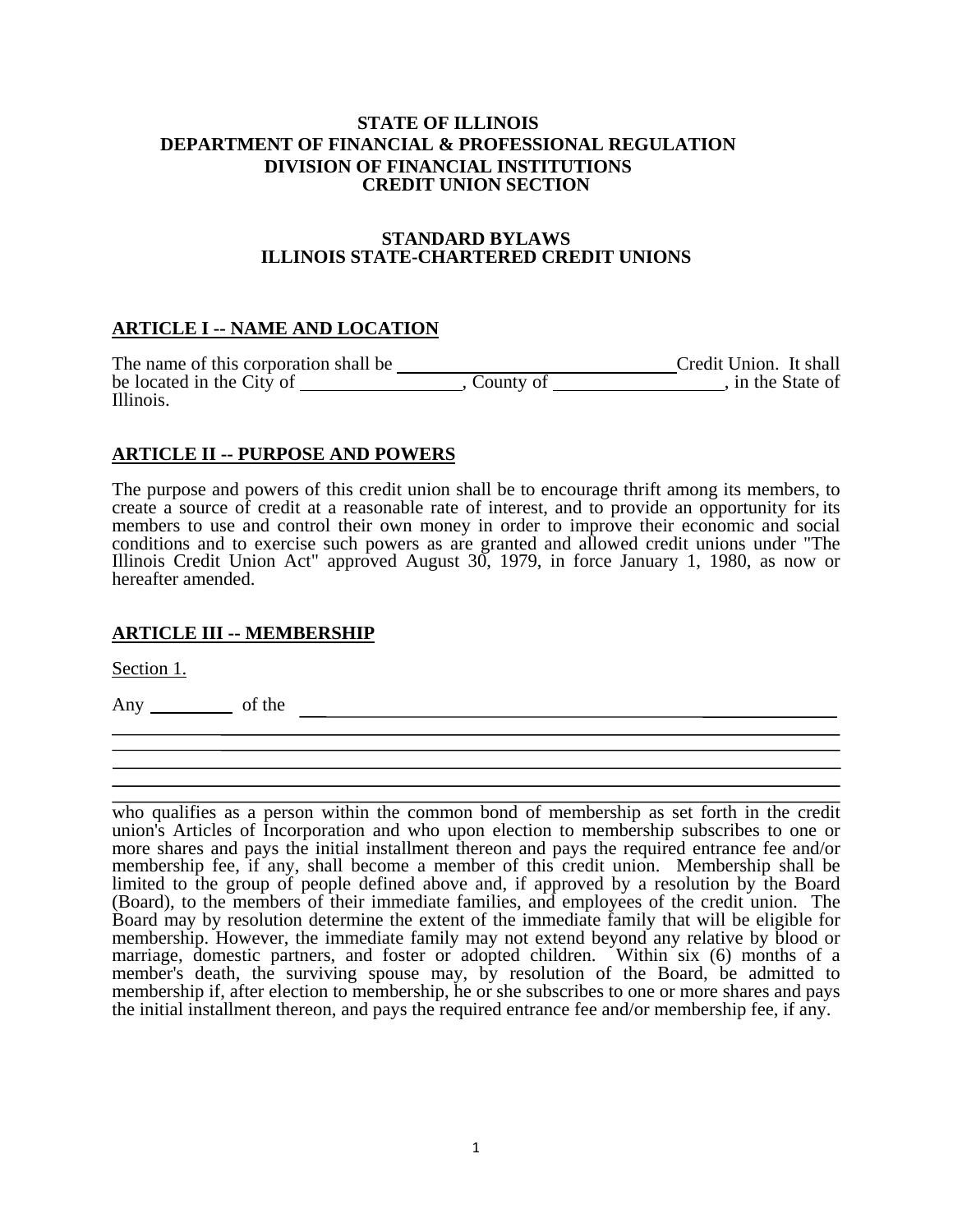**STATE OF ILLINOIS**
**DEPARTMENT OF FINANCIAL & PROFESSIONAL REGULATION**
**DIVISION OF FINANCIAL INSTITUTIONS**
**CREDIT UNION SECTION**

# STANDARD BYLAWS
# ILLINOIS STATE-CHARTERED CREDIT UNIONS

## ARTICLE I -- NAME AND LOCATION

The name of this corporation shall be ______________________________ Credit Union. It shall be located in the City of _________________, County of __________________, in the State of Illinois.

## ARTICLE II -- PURPOSE AND POWERS

The purpose and powers of this credit union shall be to encourage thrift among its members, to create a source of credit at a reasonable rate of interest, and to provide an opportunity for its members to use and control their own money in order to improve their economic and social conditions and to exercise such powers as are granted and allowed credit unions under "The Illinois Credit Union Act" approved August 30, 1979, in force January 1, 1980, as now or hereafter amended.

## ARTICLE III -- MEMBERSHIP

Section 1.

Any _________ of the ____________________________________________________________
______________________________________________________________________________
______________________________________________________________________________
______________________________________________________________________________
______________________________________________________________________________
______________________________________________________________________________
who qualifies as a person within the common bond of membership as set forth in the credit union's Articles of Incorporation and who upon election to membership subscribes to one or more shares and pays the initial installment thereon and pays the required entrance fee and/or membership fee, if any, shall become a member of this credit union. Membership shall be limited to the group of people defined above and, if approved by a resolution by the Board (Board), to the members of their immediate families, and employees of the credit union. The Board may by resolution determine the extent of the immediate family that will be eligible for membership. However, the immediate family may not extend beyond any relative by blood or marriage, domestic partners, and foster or adopted children. Within six (6) months of a member's death, the surviving spouse may, by resolution of the Board, be admitted to membership if, after election to membership, he or she subscribes to one or more shares and pays the initial installment thereon, and pays the required entrance fee and/or membership fee, if any.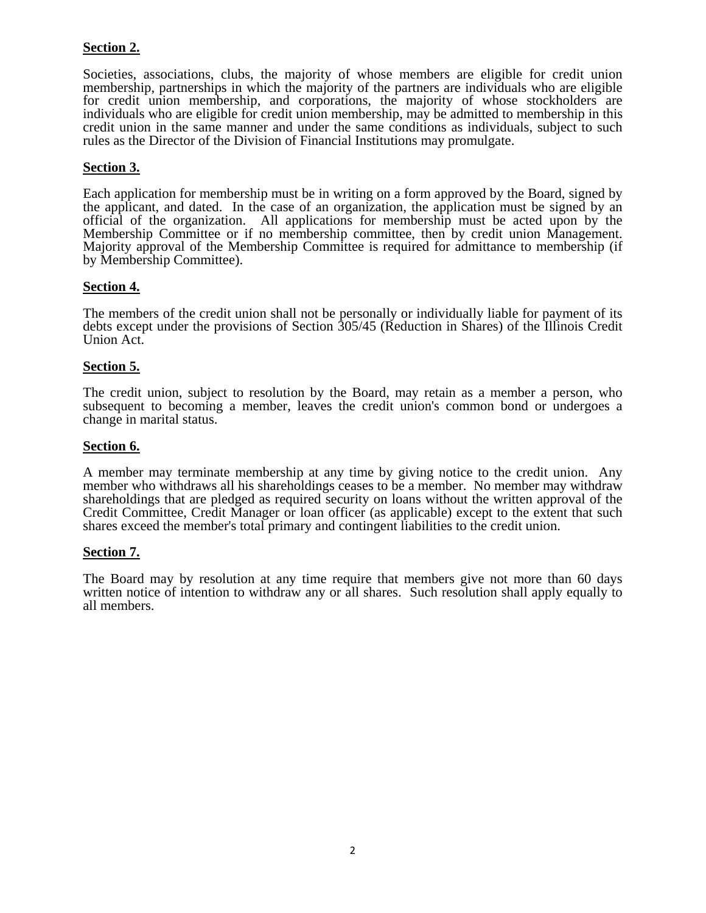**Section 2.**

Societies, associations, clubs, the majority of whose members are eligible for credit union membership, partnerships in which the majority of the partners are individuals who are eligible for credit union membership, and corporations, the majority of whose stockholders are individuals who are eligible for credit union membership, may be admitted to membership in this credit union in the same manner and under the same conditions as individuals, subject to such rules as the Director of the Division of Financial Institutions may promulgate.

**Section 3.**

Each application for membership must be in writing on a form approved by the Board, signed by the applicant, and dated. In the case of an organization, the application must be signed by an official of the organization. All applications for membership must be acted upon by the Membership Committee or if no membership committee, then by credit union Management. Majority approval of the Membership Committee is required for admittance to membership (if by Membership Committee).

**Section 4.**

The members of the credit union shall not be personally or individually liable for payment of its debts except under the provisions of Section 305/45 (Reduction in Shares) of the Illinois Credit Union Act.

**Section 5.**

The credit union, subject to resolution by the Board, may retain as a member a person, who subsequent to becoming a member, leaves the credit union's common bond or undergoes a change in marital status.

**Section 6.**

A member may terminate membership at any time by giving notice to the credit union. Any member who withdraws all his shareholdings ceases to be a member. No member may withdraw shareholdings that are pledged as required security on loans without the written approval of the Credit Committee, Credit Manager or loan officer (as applicable) except to the extent that such shares exceed the member's total primary and contingent liabilities to the credit union.

**Section 7.**

The Board may by resolution at any time require that members give not more than 60 days written notice of intention to withdraw any or all shares. Such resolution shall apply equally to all members.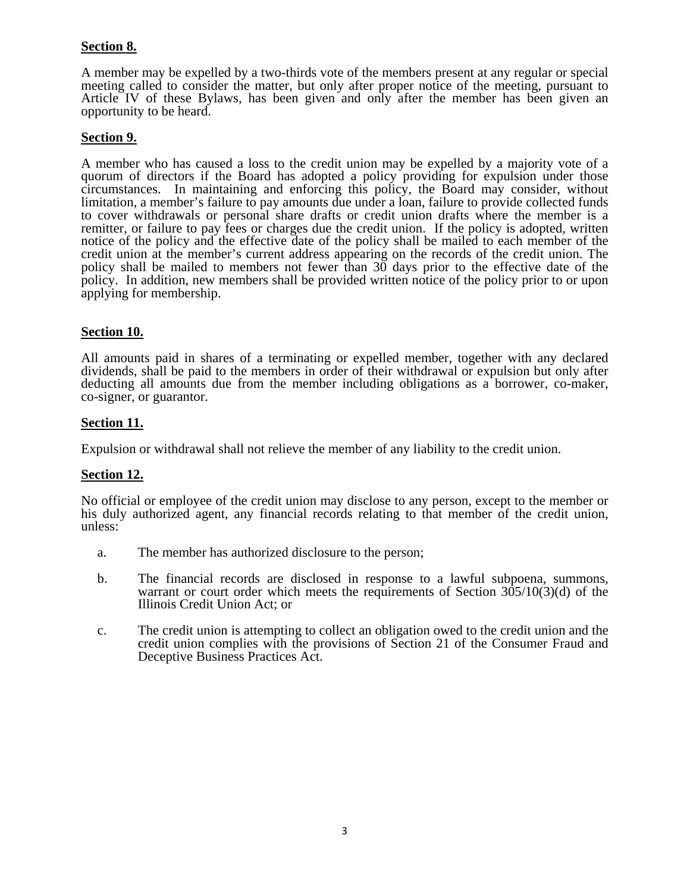**Section 8.**

A member may be expelled by a two-thirds vote of the members present at any regular or special meeting called to consider the matter, but only after proper notice of the meeting, pursuant to Article IV of these Bylaws, has been given and only after the member has been given an opportunity to be heard.

**Section 9.**

A member who has caused a loss to the credit union may be expelled by a majority vote of a quorum of directors if the Board has adopted a policy providing for expulsion under those circumstances. In maintaining and enforcing this policy, the Board may consider, without limitation, a member's failure to pay amounts due under a loan, failure to provide collected funds to cover withdrawals or personal share drafts or credit union drafts where the member is a remitter, or failure to pay fees or charges due the credit union. If the policy is adopted, written notice of the policy and the effective date of the policy shall be mailed to each member of the credit union at the member's current address appearing on the records of the credit union. The policy shall be mailed to members not fewer than 30 days prior to the effective date of the policy. In addition, new members shall be provided written notice of the policy prior to or upon applying for membership.

**Section 10.**

All amounts paid in shares of a terminating or expelled member, together with any declared dividends, shall be paid to the members in order of their withdrawal or expulsion but only after deducting all amounts due from the member including obligations as a borrower, co-maker, co-signer, or guarantor.

**Section 11.**

Expulsion or withdrawal shall not relieve the member of any liability to the credit union.

**Section 12.**

No official or employee of the credit union may disclose to any person, except to the member or his duly authorized agent, any financial records relating to that member of the credit union, unless:

a. The member has authorized disclosure to the person;

b. The financial records are disclosed in response to a lawful subpoena, summons, warrant or court order which meets the requirements of Section 305/10(3)(d) of the Illinois Credit Union Act; or

c. The credit union is attempting to collect an obligation owed to the credit union and the credit union complies with the provisions of Section 21 of the Consumer Fraud and Deceptive Business Practices Act.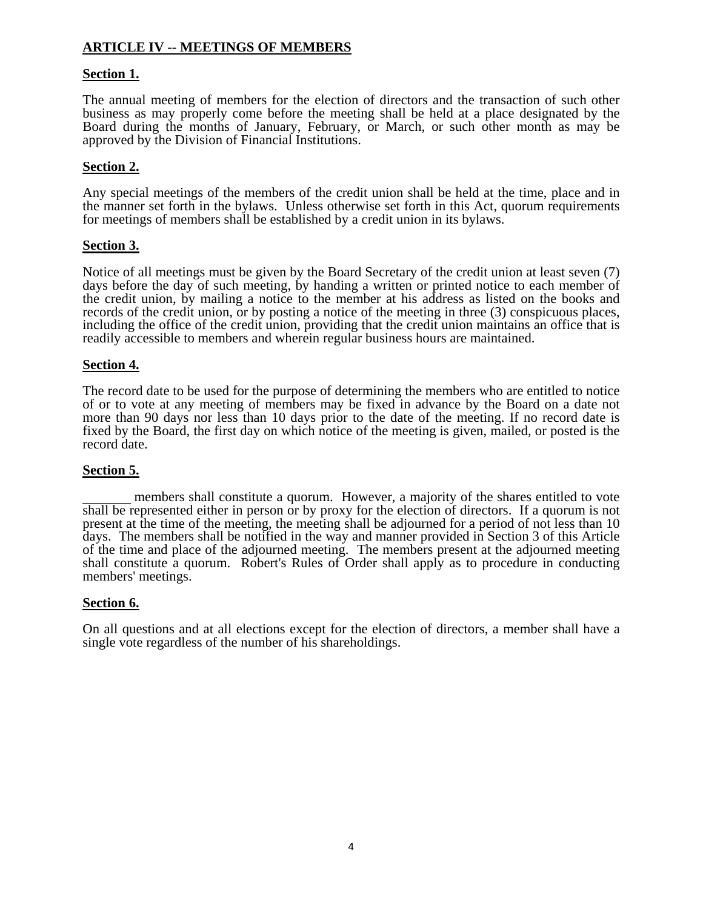## ARTICLE IV -- MEETINGS OF MEMBERS

**Section 1.**

The annual meeting of members for the election of directors and the transaction of such other business as may properly come before the meeting shall be held at a place designated by the Board during the months of January, February, or March, or such other month as may be approved by the Division of Financial Institutions.

**Section 2.**

Any special meetings of the members of the credit union shall be held at the time, place and in the manner set forth in the bylaws. Unless otherwise set forth in this Act, quorum requirements for meetings of members shall be established by a credit union in its bylaws.

**Section 3.**

Notice of all meetings must be given by the Board Secretary of the credit union at least seven (7) days before the day of such meeting, by handing a written or printed notice to each member of the credit union, by mailing a notice to the member at his address as listed on the books and records of the credit union, or by posting a notice of the meeting in three (3) conspicuous places, including the office of the credit union, providing that the credit union maintains an office that is readily accessible to members and wherein regular business hours are maintained.

**Section 4.**

The record date to be used for the purpose of determining the members who are entitled to notice of or to vote at any meeting of members may be fixed in advance by the Board on a date not more than 90 days nor less than 10 days prior to the date of the meeting. If no record date is fixed by the Board, the first day on which notice of the meeting is given, mailed, or posted is the record date.

**Section 5.**

_______ members shall constitute a quorum. However, a majority of the shares entitled to vote shall be represented either in person or by proxy for the election of directors. If a quorum is not present at the time of the meeting, the meeting shall be adjourned for a period of not less than 10 days. The members shall be notified in the way and manner provided in Section 3 of this Article of the time and place of the adjourned meeting. The members present at the adjourned meeting shall constitute a quorum. Robert's Rules of Order shall apply as to procedure in conducting members' meetings.

**Section 6.**

On all questions and at all elections except for the election of directors, a member shall have a single vote regardless of the number of his shareholdings.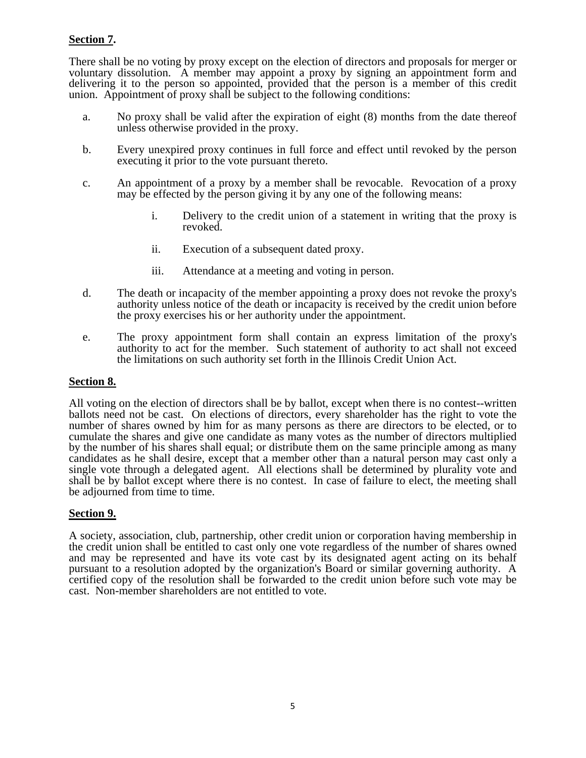**Section 7.**

There shall be no voting by proxy except on the election of directors and proposals for merger or voluntary dissolution. A member may appoint a proxy by signing an appointment form and delivering it to the person so appointed, provided that the person is a member of this credit union. Appointment of proxy shall be subject to the following conditions:

a. No proxy shall be valid after the expiration of eight (8) months from the date thereof unless otherwise provided in the proxy.

b. Every unexpired proxy continues in full force and effect until revoked by the person executing it prior to the vote pursuant thereto.

c. An appointment of a proxy by a member shall be revocable. Revocation of a proxy may be effected by the person giving it by any one of the following means:

   i. Delivery to the credit union of a statement in writing that the proxy is revoked.

   ii. Execution of a subsequent dated proxy.

   iii. Attendance at a meeting and voting in person.

d. The death or incapacity of the member appointing a proxy does not revoke the proxy's authority unless notice of the death or incapacity is received by the credit union before the proxy exercises his or her authority under the appointment.

e. The proxy appointment form shall contain an express limitation of the proxy's authority to act for the member. Such statement of authority to act shall not exceed the limitations on such authority set forth in the Illinois Credit Union Act.

**Section 8.**

All voting on the election of directors shall be by ballot, except when there is no contest--written ballots need not be cast. On elections of directors, every shareholder has the right to vote the number of shares owned by him for as many persons as there are directors to be elected, or to cumulate the shares and give one candidate as many votes as the number of directors multiplied by the number of his shares shall equal; or distribute them on the same principle among as many candidates as he shall desire, except that a member other than a natural person may cast only a single vote through a delegated agent. All elections shall be determined by plurality vote and shall be by ballot except where there is no contest. In case of failure to elect, the meeting shall be adjourned from time to time.

**Section 9.**

A society, association, club, partnership, other credit union or corporation having membership in the credit union shall be entitled to cast only one vote regardless of the number of shares owned and may be represented and have its vote cast by its designated agent acting on its behalf pursuant to a resolution adopted by the organization's Board or similar governing authority. A certified copy of the resolution shall be forwarded to the credit union before such vote may be cast. Non-member shareholders are not entitled to vote.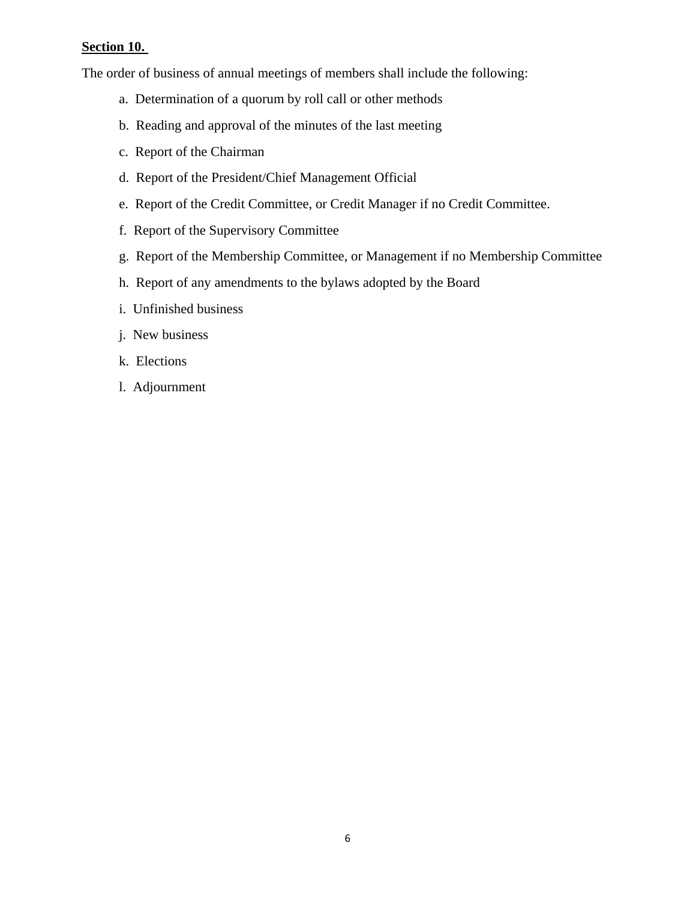**Section 10.**

The order of business of annual meetings of members shall include the following:

a. Determination of a quorum by roll call or other methods

b. Reading and approval of the minutes of the last meeting

c. Report of the Chairman

d. Report of the President/Chief Management Official

e. Report of the Credit Committee, or Credit Manager if no Credit Committee.

f. Report of the Supervisory Committee

g. Report of the Membership Committee, or Management if no Membership Committee

h. Report of any amendments to the bylaws adopted by the Board

i. Unfinished business

j. New business

k. Elections

l. Adjournment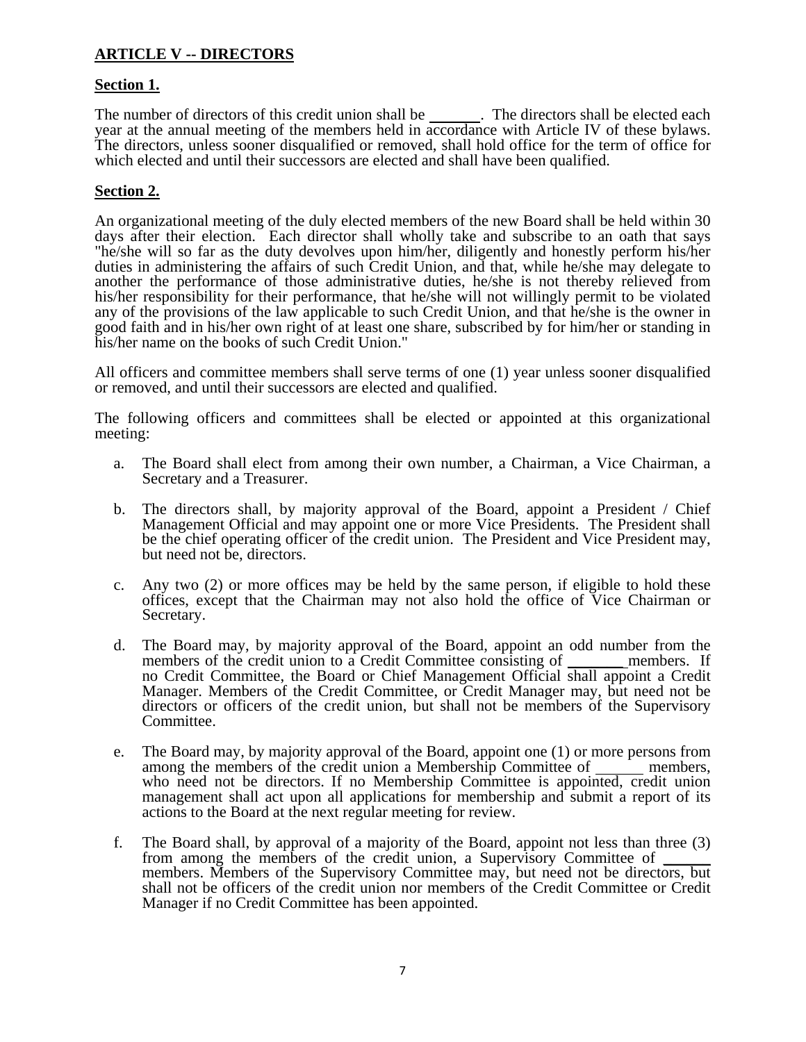## ARTICLE V -- DIRECTORS

### Section 1.

The number of directors of this credit union shall be ______. The directors shall be elected each year at the annual meeting of the members held in accordance with Article IV of these bylaws. The directors, unless sooner disqualified or removed, shall hold office for the term of office for which elected and until their successors are elected and shall have been qualified.

### Section 2.

An organizational meeting of the duly elected members of the new Board shall be held within 30 days after their election. Each director shall wholly take and subscribe to an oath that says "he/she will so far as the duty devolves upon him/her, diligently and honestly perform his/her duties in administering the affairs of such Credit Union, and that, while he/she may delegate to another the performance of those administrative duties, he/she is not thereby relieved from his/her responsibility for their performance, that he/she will not willingly permit to be violated any of the provisions of the law applicable to such Credit Union, and that he/she is the owner in good faith and in his/her own right of at least one share, subscribed by for him/her or standing in his/her name on the books of such Credit Union."

All officers and committee members shall serve terms of one (1) year unless sooner disqualified or removed, and until their successors are elected and qualified.

The following officers and committees shall be elected or appointed at this organizational meeting:

a. The Board shall elect from among their own number, a Chairman, a Vice Chairman, a Secretary and a Treasurer.

b. The directors shall, by majority approval of the Board, appoint a President / Chief Management Official and may appoint one or more Vice Presidents. The President shall be the chief operating officer of the credit union. The President and Vice President may, but need not be, directors.

c. Any two (2) or more offices may be held by the same person, if eligible to hold these offices, except that the Chairman may not also hold the office of Vice Chairman or Secretary.

d. The Board may, by majority approval of the Board, appoint an odd number from the members of the credit union to a Credit Committee consisting of ______ members. If no Credit Committee, the Board or Chief Management Official shall appoint a Credit Manager. Members of the Credit Committee, or Credit Manager may, but need not be directors or officers of the credit union, but shall not be members of the Supervisory Committee.

e. The Board may, by majority approval of the Board, appoint one (1) or more persons from among the members of the credit union a Membership Committee of ______ members, who need not be directors. If no Membership Committee is appointed, credit union management shall act upon all applications for membership and submit a report of its actions to the Board at the next regular meeting for review.

f. The Board shall, by approval of a majority of the Board, appoint not less than three (3) from among the members of the credit union, a Supervisory Committee of ______ members. Members of the Supervisory Committee may, but need not be directors, but shall not be officers of the credit union nor members of the Credit Committee or Credit Manager if no Credit Committee has been appointed.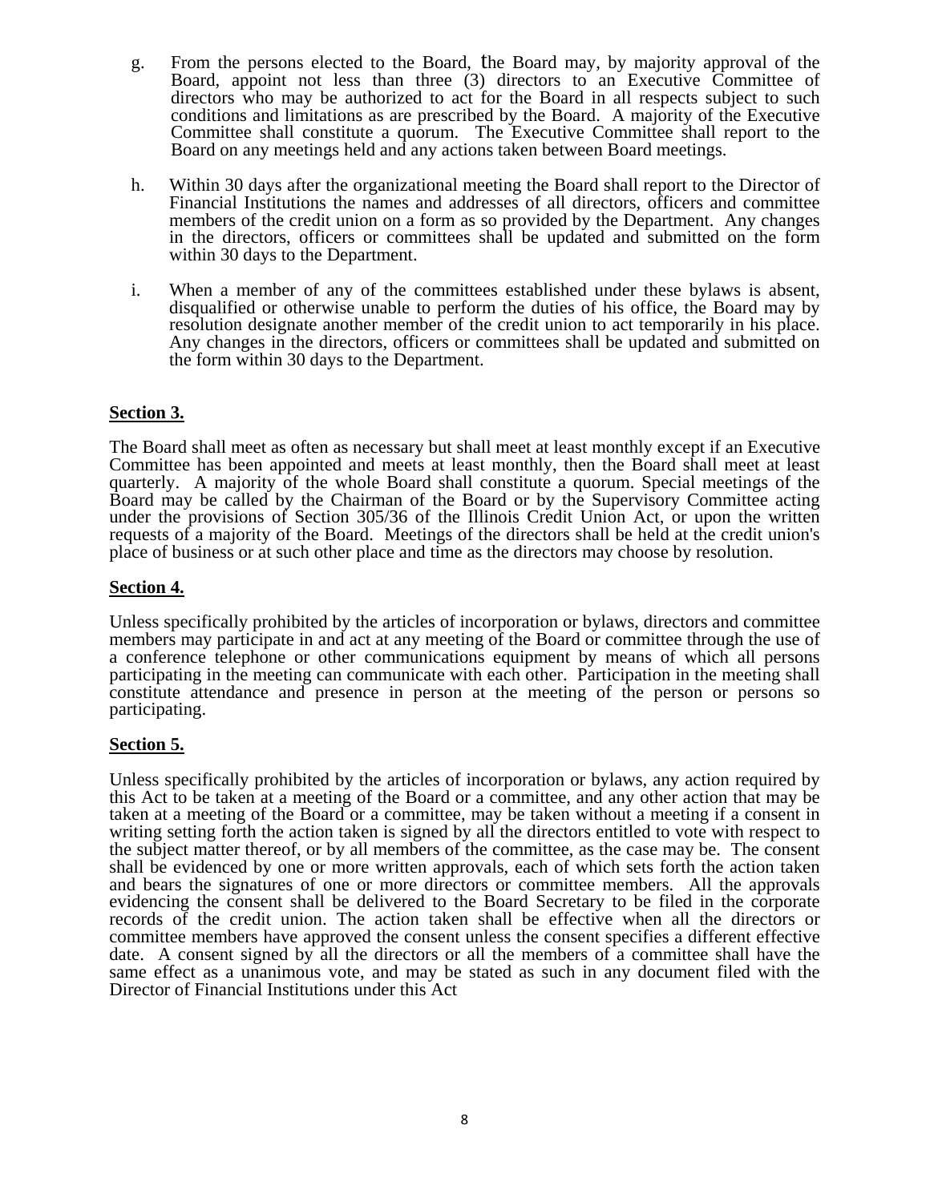g. From the persons elected to the Board, the Board may, by majority approval of the Board, appoint not less than three (3) directors to an Executive Committee of directors who may be authorized to act for the Board in all respects subject to such conditions and limitations as are prescribed by the Board. A majority of the Executive Committee shall constitute a quorum. The Executive Committee shall report to the Board on any meetings held and any actions taken between Board meetings.

h. Within 30 days after the organizational meeting the Board shall report to the Director of Financial Institutions the names and addresses of all directors, officers and committee members of the credit union on a form as so provided by the Department. Any changes in the directors, officers or committees shall be updated and submitted on the form within 30 days to the Department.

i. When a member of any of the committees established under these bylaws is absent, disqualified or otherwise unable to perform the duties of his office, the Board may by resolution designate another member of the credit union to act temporarily in his place. Any changes in the directors, officers or committees shall be updated and submitted on the form within 30 days to the Department.

**Section 3.**

The Board shall meet as often as necessary but shall meet at least monthly except if an Executive Committee has been appointed and meets at least monthly, then the Board shall meet at least quarterly. A majority of the whole Board shall constitute a quorum. Special meetings of the Board may be called by the Chairman of the Board or by the Supervisory Committee acting under the provisions of Section 305/36 of the Illinois Credit Union Act, or upon the written requests of a majority of the Board. Meetings of the directors shall be held at the credit union's place of business or at such other place and time as the directors may choose by resolution.

**Section 4.**

Unless specifically prohibited by the articles of incorporation or bylaws, directors and committee members may participate in and act at any meeting of the Board or committee through the use of a conference telephone or other communications equipment by means of which all persons participating in the meeting can communicate with each other. Participation in the meeting shall constitute attendance and presence in person at the meeting of the person or persons so participating.

**Section 5.**

Unless specifically prohibited by the articles of incorporation or bylaws, any action required by this Act to be taken at a meeting of the Board or a committee, and any other action that may be taken at a meeting of the Board or a committee, may be taken without a meeting if a consent in writing setting forth the action taken is signed by all the directors entitled to vote with respect to the subject matter thereof, or by all members of the committee, as the case may be. The consent shall be evidenced by one or more written approvals, each of which sets forth the action taken and bears the signatures of one or more directors or committee members. All the approvals evidencing the consent shall be delivered to the Board Secretary to be filed in the corporate records of the credit union. The action taken shall be effective when all the directors or committee members have approved the consent unless the consent specifies a different effective date. A consent signed by all the directors or all the members of a committee shall have the same effect as a unanimous vote, and may be stated as such in any document filed with the Director of Financial Institutions under this Act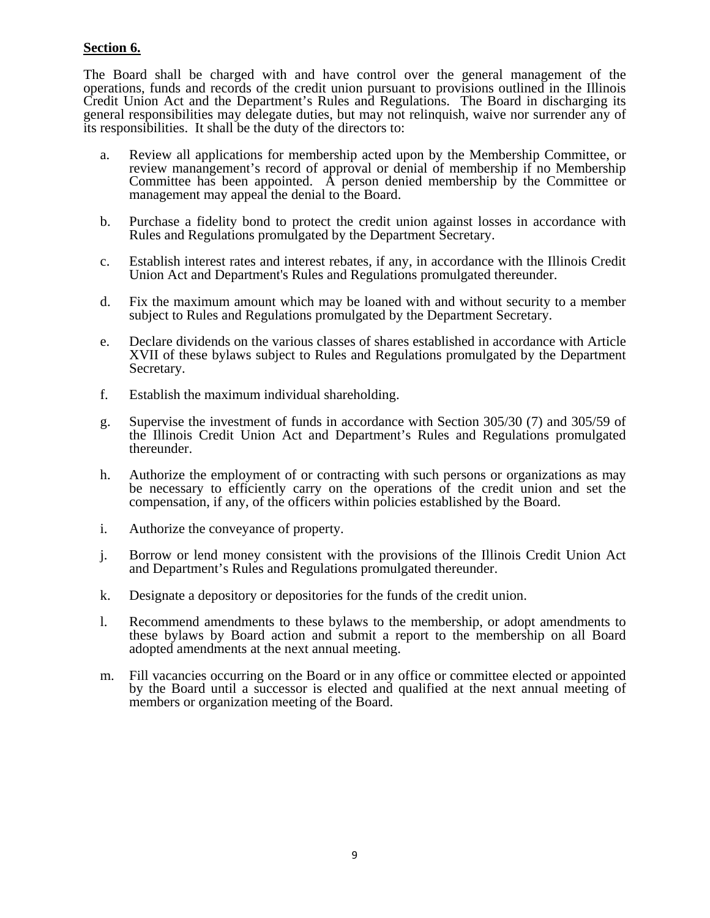**Section 6.**

The Board shall be charged with and have control over the general management of the operations, funds and records of the credit union pursuant to provisions outlined in the Illinois Credit Union Act and the Department's Rules and Regulations. The Board in discharging its general responsibilities may delegate duties, but may not relinquish, waive nor surrender any of its responsibilities. It shall be the duty of the directors to:

a. Review all applications for membership acted upon by the Membership Committee, or review manangement's record of approval or denial of membership if no Membership Committee has been appointed. A person denied membership by the Committee or management may appeal the denial to the Board.

b. Purchase a fidelity bond to protect the credit union against losses in accordance with Rules and Regulations promulgated by the Department Secretary.

c. Establish interest rates and interest rebates, if any, in accordance with the Illinois Credit Union Act and Department's Rules and Regulations promulgated thereunder.

d. Fix the maximum amount which may be loaned with and without security to a member subject to Rules and Regulations promulgated by the Department Secretary.

e. Declare dividends on the various classes of shares established in accordance with Article XVII of these bylaws subject to Rules and Regulations promulgated by the Department Secretary.

f. Establish the maximum individual shareholding.

g. Supervise the investment of funds in accordance with Section 305/30 (7) and 305/59 of the Illinois Credit Union Act and Department's Rules and Regulations promulgated thereunder.

h. Authorize the employment of or contracting with such persons or organizations as may be necessary to efficiently carry on the operations of the credit union and set the compensation, if any, of the officers within policies established by the Board.

i. Authorize the conveyance of property.

j. Borrow or lend money consistent with the provisions of the Illinois Credit Union Act and Department's Rules and Regulations promulgated thereunder.

k. Designate a depository or depositories for the funds of the credit union.

l. Recommend amendments to these bylaws to the membership, or adopt amendments to these bylaws by Board action and submit a report to the membership on all Board adopted amendments at the next annual meeting.

m. Fill vacancies occurring on the Board or in any office or committee elected or appointed by the Board until a successor is elected and qualified at the next annual meeting of members or organization meeting of the Board.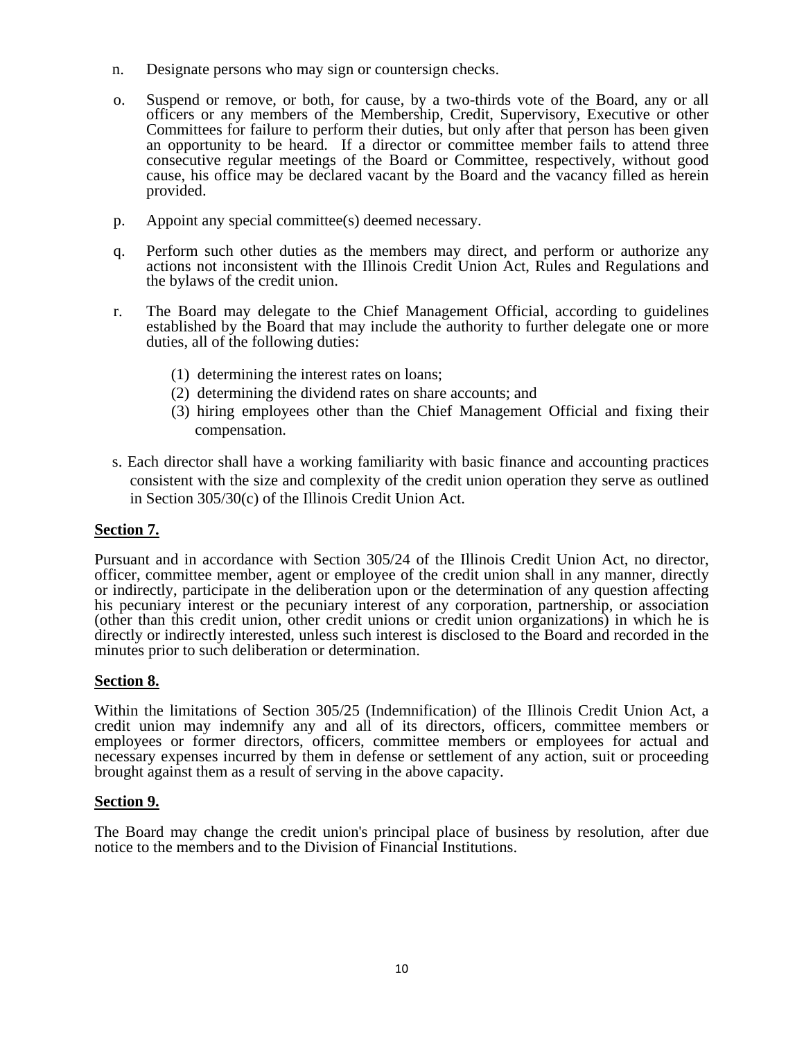n. Designate persons who may sign or countersign checks.

o. Suspend or remove, or both, for cause, by a two-thirds vote of the Board, any or all officers or any members of the Membership, Credit, Supervisory, Executive or other Committees for failure to perform their duties, but only after that person has been given an opportunity to be heard. If a director or committee member fails to attend three consecutive regular meetings of the Board or Committee, respectively, without good cause, his office may be declared vacant by the Board and the vacancy filled as herein provided.

p. Appoint any special committee(s) deemed necessary.

q. Perform such other duties as the members may direct, and perform or authorize any actions not inconsistent with the Illinois Credit Union Act, Rules and Regulations and the bylaws of the credit union.

r. The Board may delegate to the Chief Management Official, according to guidelines established by the Board that may include the authority to further delegate one or more duties, all of the following duties:

   (1) determining the interest rates on loans;
   (2) determining the dividend rates on share accounts; and
   (3) hiring employees other than the Chief Management Official and fixing their compensation.

s. Each director shall have a working familiarity with basic finance and accounting practices consistent with the size and complexity of the credit union operation they serve as outlined in Section 305/30(c) of the Illinois Credit Union Act.

**Section 7.**

Pursuant and in accordance with Section 305/24 of the Illinois Credit Union Act, no director, officer, committee member, agent or employee of the credit union shall in any manner, directly or indirectly, participate in the deliberation upon or the determination of any question affecting his pecuniary interest or the pecuniary interest of any corporation, partnership, or association (other than this credit union, other credit unions or credit union organizations) in which he is directly or indirectly interested, unless such interest is disclosed to the Board and recorded in the minutes prior to such deliberation or determination.

**Section 8.**

Within the limitations of Section 305/25 (Indemnification) of the Illinois Credit Union Act, a credit union may indemnify any and all of its directors, officers, committee members or employees or former directors, officers, committee members or employees for actual and necessary expenses incurred by them in defense or settlement of any action, suit or proceeding brought against them as a result of serving in the above capacity.

**Section 9.**

The Board may change the credit union's principal place of business by resolution, after due notice to the members and to the Division of Financial Institutions.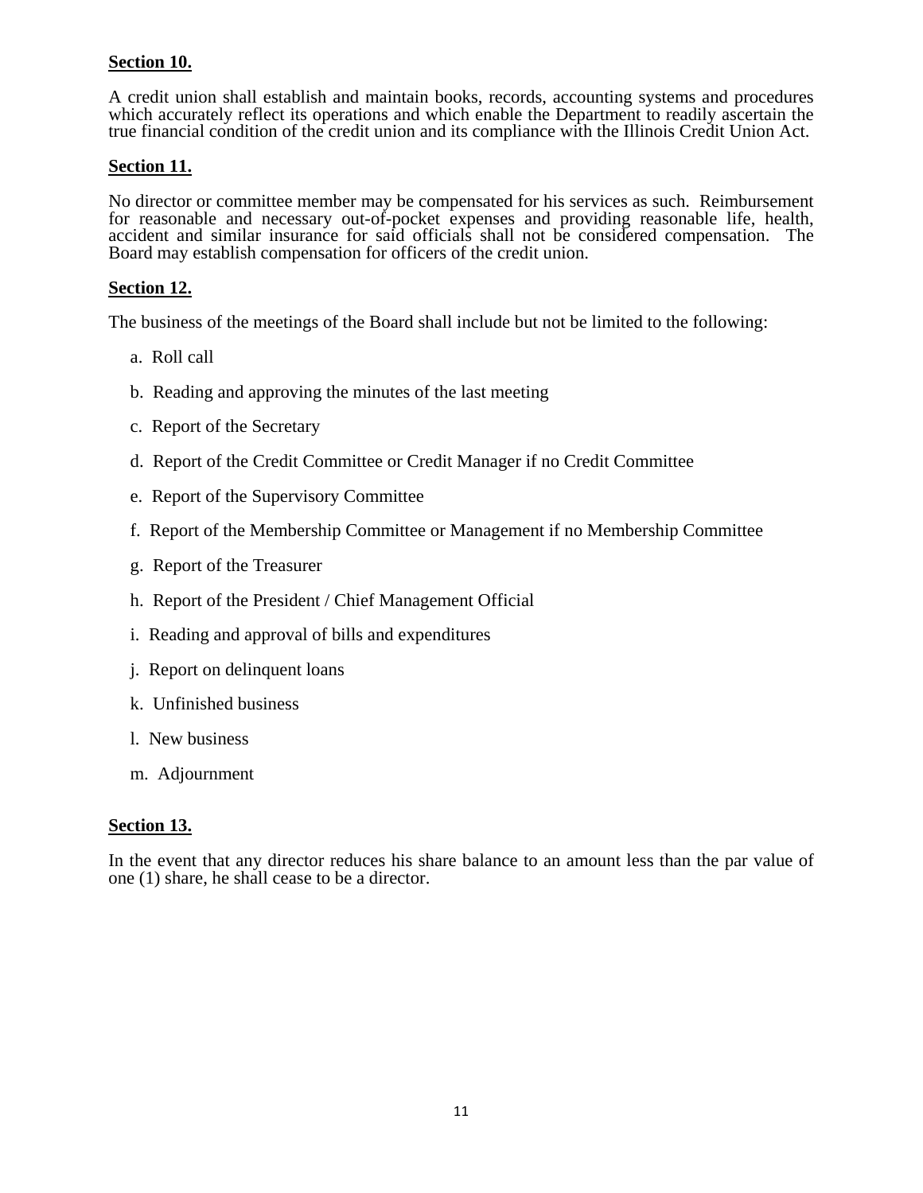**Section 10.**

A credit union shall establish and maintain books, records, accounting systems and procedures which accurately reflect its operations and which enable the Department to readily ascertain the true financial condition of the credit union and its compliance with the Illinois Credit Union Act.

**Section 11.**

No director or committee member may be compensated for his services as such. Reimbursement for reasonable and necessary out-of-pocket expenses and providing reasonable life, health, accident and similar insurance for said officials shall not be considered compensation. The Board may establish compensation for officers of the credit union.

**Section 12.**

The business of the meetings of the Board shall include but not be limited to the following:

a. Roll call

b. Reading and approving the minutes of the last meeting

c. Report of the Secretary

d. Report of the Credit Committee or Credit Manager if no Credit Committee

e. Report of the Supervisory Committee

f. Report of the Membership Committee or Management if no Membership Committee

g. Report of the Treasurer

h. Report of the President / Chief Management Official

i. Reading and approval of bills and expenditures

j. Report on delinquent loans

k. Unfinished business

l. New business

m. Adjournment

**Section 13.**

In the event that any director reduces his share balance to an amount less than the par value of one (1) share, he shall cease to be a director.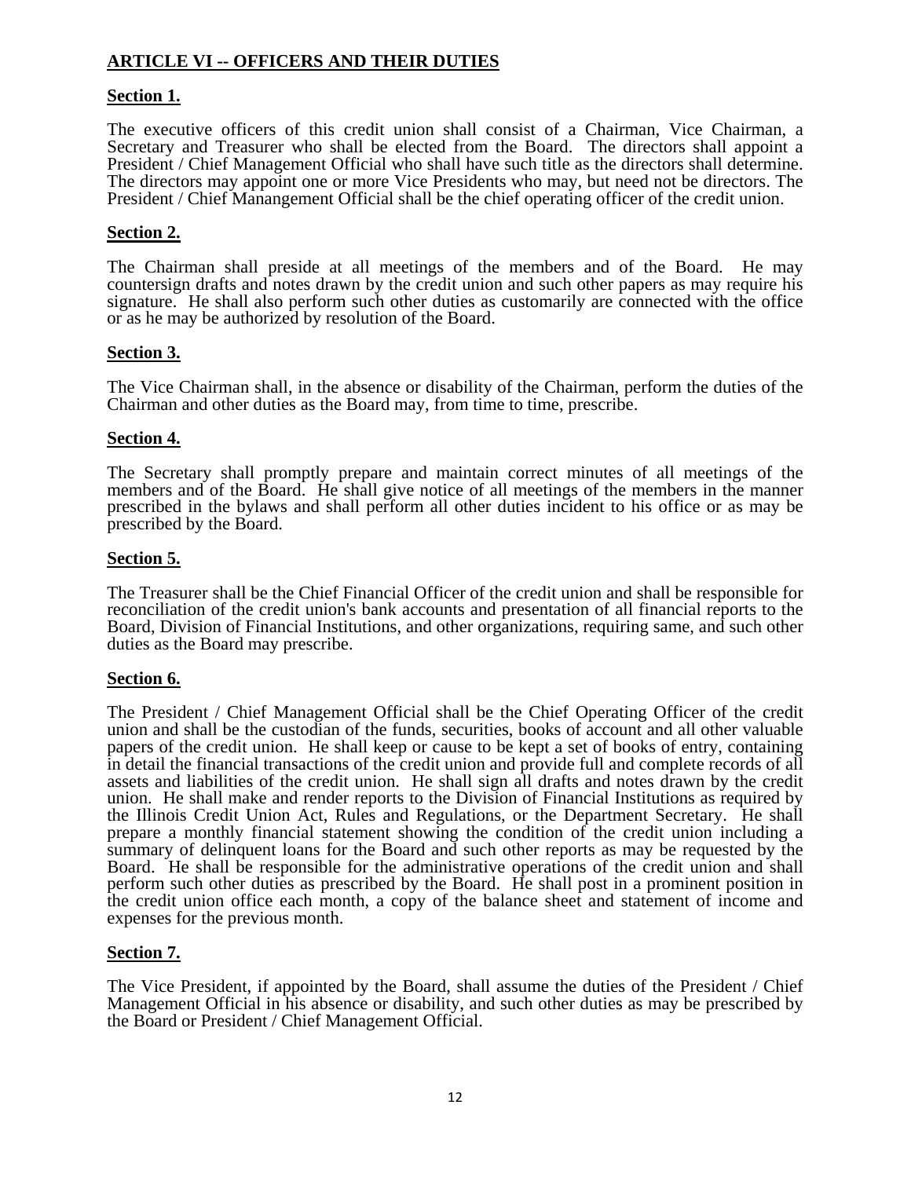## ARTICLE VI -- OFFICERS AND THEIR DUTIES

### Section 1.

The executive officers of this credit union shall consist of a Chairman, Vice Chairman, a Secretary and Treasurer who shall be elected from the Board. The directors shall appoint a President / Chief Management Official who shall have such title as the directors shall determine. The directors may appoint one or more Vice Presidents who may, but need not be directors. The President / Chief Manangement Official shall be the chief operating officer of the credit union.

### Section 2.

The Chairman shall preside at all meetings of the members and of the Board. He may countersign drafts and notes drawn by the credit union and such other papers as may require his signature. He shall also perform such other duties as customarily are connected with the office or as he may be authorized by resolution of the Board.

### Section 3.

The Vice Chairman shall, in the absence or disability of the Chairman, perform the duties of the Chairman and other duties as the Board may, from time to time, prescribe.

### Section 4.

The Secretary shall promptly prepare and maintain correct minutes of all meetings of the members and of the Board. He shall give notice of all meetings of the members in the manner prescribed in the bylaws and shall perform all other duties incident to his office or as may be prescribed by the Board.

### Section 5.

The Treasurer shall be the Chief Financial Officer of the credit union and shall be responsible for reconciliation of the credit union's bank accounts and presentation of all financial reports to the Board, Division of Financial Institutions, and other organizations, requiring same, and such other duties as the Board may prescribe.

### Section 6.

The President / Chief Management Official shall be the Chief Operating Officer of the credit union and shall be the custodian of the funds, securities, books of account and all other valuable papers of the credit union. He shall keep or cause to be kept a set of books of entry, containing in detail the financial transactions of the credit union and provide full and complete records of all assets and liabilities of the credit union. He shall sign all drafts and notes drawn by the credit union. He shall make and render reports to the Division of Financial Institutions as required by the Illinois Credit Union Act, Rules and Regulations, or the Department Secretary. He shall prepare a monthly financial statement showing the condition of the credit union including a summary of delinquent loans for the Board and such other reports as may be requested by the Board. He shall be responsible for the administrative operations of the credit union and shall perform such other duties as prescribed by the Board. He shall post in a prominent position in the credit union office each month, a copy of the balance sheet and statement of income and expenses for the previous month.

### Section 7.

The Vice President, if appointed by the Board, shall assume the duties of the President / Chief Management Official in his absence or disability, and such other duties as may be prescribed by the Board or President / Chief Management Official.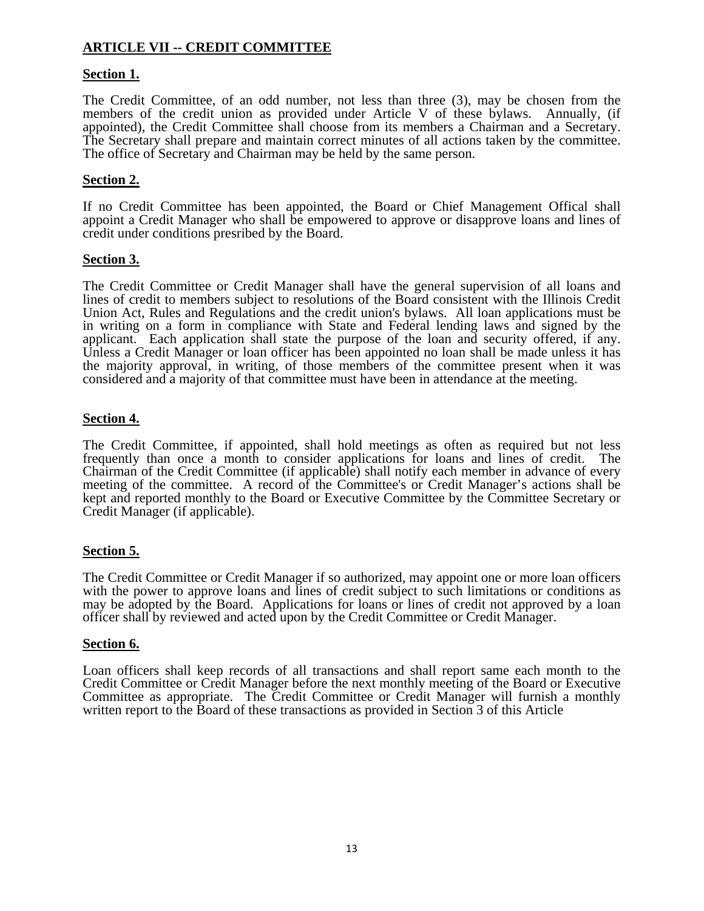## ARTICLE VII -- CREDIT COMMITTEE

### Section 1.

The Credit Committee, of an odd number, not less than three (3), may be chosen from the members of the credit union as provided under Article V of these bylaws. Annually, (if appointed), the Credit Committee shall choose from its members a Chairman and a Secretary. The Secretary shall prepare and maintain correct minutes of all actions taken by the committee. The office of Secretary and Chairman may be held by the same person.

### Section 2.

If no Credit Committee has been appointed, the Board or Chief Management Offical shall appoint a Credit Manager who shall be empowered to approve or disapprove loans and lines of credit under conditions presribed by the Board.

### Section 3.

The Credit Committee or Credit Manager shall have the general supervision of all loans and lines of credit to members subject to resolutions of the Board consistent with the Illinois Credit Union Act, Rules and Regulations and the credit union's bylaws. All loan applications must be in writing on a form in compliance with State and Federal lending laws and signed by the applicant. Each application shall state the purpose of the loan and security offered, if any. Unless a Credit Manager or loan officer has been appointed no loan shall be made unless it has the majority approval, in writing, of those members of the committee present when it was considered and a majority of that committee must have been in attendance at the meeting.

### Section 4.

The Credit Committee, if appointed, shall hold meetings as often as required but not less frequently than once a month to consider applications for loans and lines of credit. The Chairman of the Credit Committee (if applicable) shall notify each member in advance of every meeting of the committee. A record of the Committee's or Credit Manager's actions shall be kept and reported monthly to the Board or Executive Committee by the Committee Secretary or Credit Manager (if applicable).

### Section 5.

The Credit Committee or Credit Manager if so authorized, may appoint one or more loan officers with the power to approve loans and lines of credit subject to such limitations or conditions as may be adopted by the Board. Applications for loans or lines of credit not approved by a loan officer shall by reviewed and acted upon by the Credit Committee or Credit Manager.

### Section 6.

Loan officers shall keep records of all transactions and shall report same each month to the Credit Committee or Credit Manager before the next monthly meeting of the Board or Executive Committee as appropriate. The Credit Committee or Credit Manager will furnish a monthly written report to the Board of these transactions as provided in Section 3 of this Article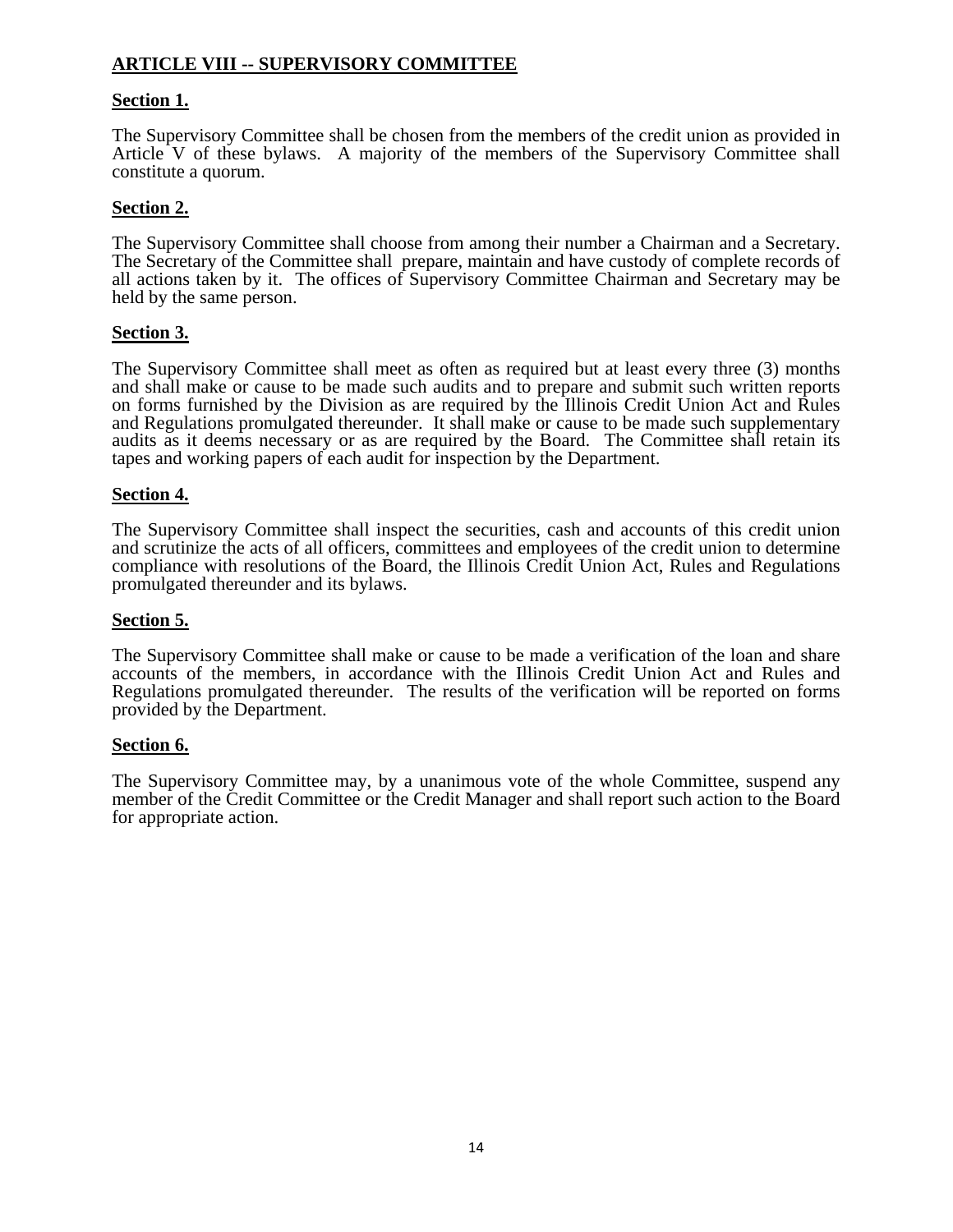## ARTICLE VIII -- SUPERVISORY COMMITTEE

### Section 1.

The Supervisory Committee shall be chosen from the members of the credit union as provided in Article V of these bylaws. A majority of the members of the Supervisory Committee shall constitute a quorum.

### Section 2.

The Supervisory Committee shall choose from among their number a Chairman and a Secretary. The Secretary of the Committee shall prepare, maintain and have custody of complete records of all actions taken by it. The offices of Supervisory Committee Chairman and Secretary may be held by the same person.

### Section 3.

The Supervisory Committee shall meet as often as required but at least every three (3) months and shall make or cause to be made such audits and to prepare and submit such written reports on forms furnished by the Division as are required by the Illinois Credit Union Act and Rules and Regulations promulgated thereunder. It shall make or cause to be made such supplementary audits as it deems necessary or as are required by the Board. The Committee shall retain its tapes and working papers of each audit for inspection by the Department.

### Section 4.

The Supervisory Committee shall inspect the securities, cash and accounts of this credit union and scrutinize the acts of all officers, committees and employees of the credit union to determine compliance with resolutions of the Board, the Illinois Credit Union Act, Rules and Regulations promulgated thereunder and its bylaws.

### Section 5.

The Supervisory Committee shall make or cause to be made a verification of the loan and share accounts of the members, in accordance with the Illinois Credit Union Act and Rules and Regulations promulgated thereunder. The results of the verification will be reported on forms provided by the Department.

### Section 6.

The Supervisory Committee may, by a unanimous vote of the whole Committee, suspend any member of the Credit Committee or the Credit Manager and shall report such action to the Board for appropriate action.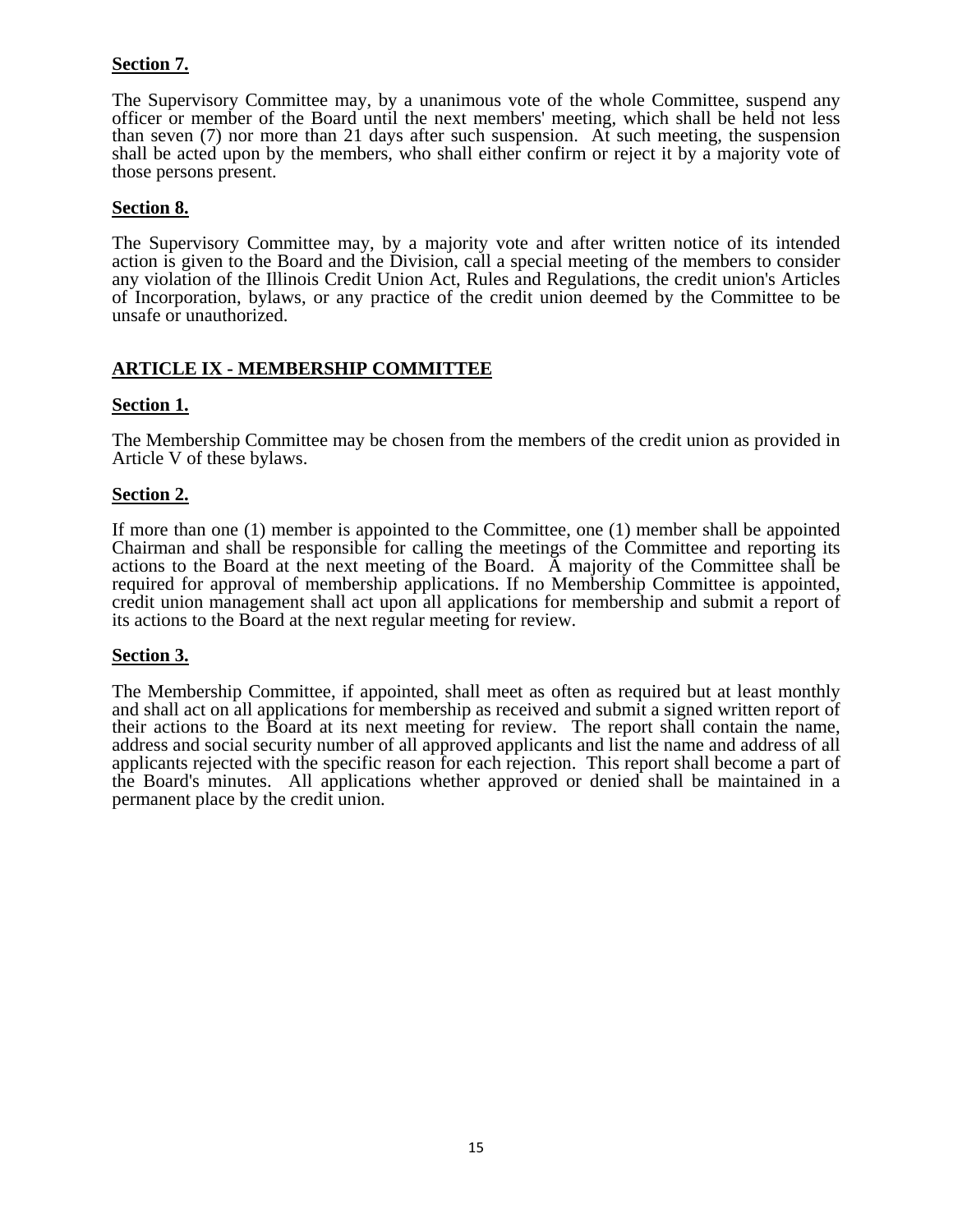**Section 7.**

The Supervisory Committee may, by a unanimous vote of the whole Committee, suspend any officer or member of the Board until the next members' meeting, which shall be held not less than seven (7) nor more than 21 days after such suspension. At such meeting, the suspension shall be acted upon by the members, who shall either confirm or reject it by a majority vote of those persons present.

**Section 8.**

The Supervisory Committee may, by a majority vote and after written notice of its intended action is given to the Board and the Division, call a special meeting of the members to consider any violation of the Illinois Credit Union Act, Rules and Regulations, the credit union's Articles of Incorporation, bylaws, or any practice of the credit union deemed by the Committee to be unsafe or unauthorized.

## ARTICLE IX - MEMBERSHIP COMMITTEE

**Section 1.**

The Membership Committee may be chosen from the members of the credit union as provided in Article V of these bylaws.

**Section 2.**

If more than one (1) member is appointed to the Committee, one (1) member shall be appointed Chairman and shall be responsible for calling the meetings of the Committee and reporting its actions to the Board at the next meeting of the Board. A majority of the Committee shall be required for approval of membership applications. If no Membership Committee is appointed, credit union management shall act upon all applications for membership and submit a report of its actions to the Board at the next regular meeting for review.

**Section 3.**

The Membership Committee, if appointed, shall meet as often as required but at least monthly and shall act on all applications for membership as received and submit a signed written report of their actions to the Board at its next meeting for review. The report shall contain the name, address and social security number of all approved applicants and list the name and address of all applicants rejected with the specific reason for each rejection. This report shall become a part of the Board's minutes. All applications whether approved or denied shall be maintained in a permanent place by the credit union.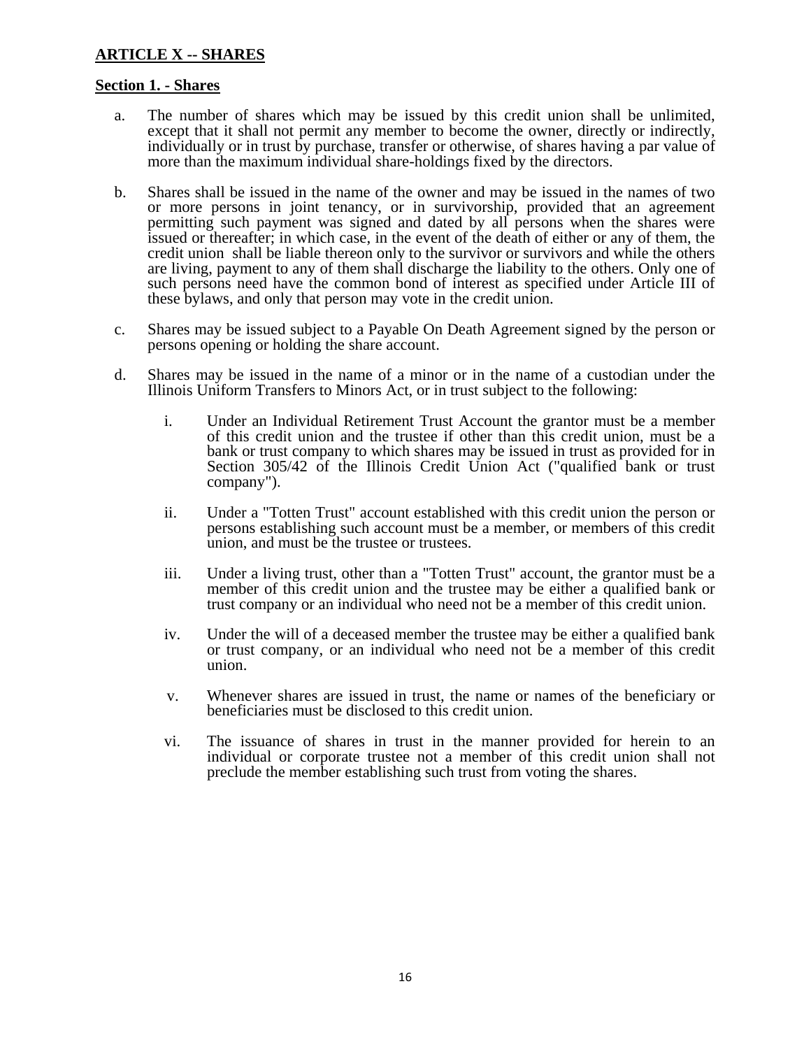## ARTICLE X -- SHARES

### Section 1. - Shares

a. The number of shares which may be issued by this credit union shall be unlimited, except that it shall not permit any member to become the owner, directly or indirectly, individually or in trust by purchase, transfer or otherwise, of shares having a par value of more than the maximum individual share-holdings fixed by the directors.

b. Shares shall be issued in the name of the owner and may be issued in the names of two or more persons in joint tenancy, or in survivorship, provided that an agreement permitting such payment was signed and dated by all persons when the shares were issued or thereafter; in which case, in the event of the death of either or any of them, the credit union shall be liable thereon only to the survivor or survivors and while the others are living, payment to any of them shall discharge the liability to the others. Only one of such persons need have the common bond of interest as specified under Article III of these bylaws, and only that person may vote in the credit union.

c. Shares may be issued subject to a Payable On Death Agreement signed by the person or persons opening or holding the share account.

d. Shares may be issued in the name of a minor or in the name of a custodian under the Illinois Uniform Transfers to Minors Act, or in trust subject to the following:

   i. Under an Individual Retirement Trust Account the grantor must be a member of this credit union and the trustee if other than this credit union, must be a bank or trust company to which shares may be issued in trust as provided for in Section 305/42 of the Illinois Credit Union Act ("qualified bank or trust company").

   ii. Under a "Totten Trust" account established with this credit union the person or persons establishing such account must be a member, or members of this credit union, and must be the trustee or trustees.

   iii. Under a living trust, other than a "Totten Trust" account, the grantor must be a member of this credit union and the trustee may be either a qualified bank or trust company or an individual who need not be a member of this credit union.

   iv. Under the will of a deceased member the trustee may be either a qualified bank or trust company, or an individual who need not be a member of this credit union.

   v. Whenever shares are issued in trust, the name or names of the beneficiary or beneficiaries must be disclosed to this credit union.

   vi. The issuance of shares in trust in the manner provided for herein to an individual or corporate trustee not a member of this credit union shall not preclude the member establishing such trust from voting the shares.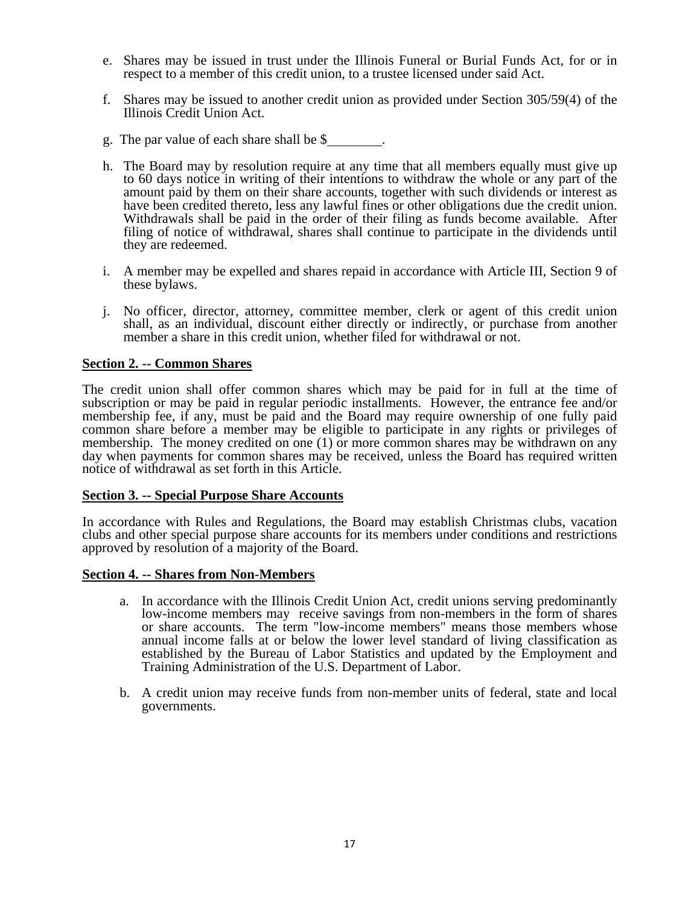e. Shares may be issued in trust under the Illinois Funeral or Burial Funds Act, for or in respect to a member of this credit union, to a trustee licensed under said Act.

f. Shares may be issued to another credit union as provided under Section 305/59(4) of the Illinois Credit Union Act.

g. The par value of each share shall be $________.

h. The Board may by resolution require at any time that all members equally must give up to 60 days notice in writing of their intentions to withdraw the whole or any part of the amount paid by them on their share accounts, together with such dividends or interest as have been credited thereto, less any lawful fines or other obligations due the credit union. Withdrawals shall be paid in the order of their filing as funds become available. After filing of notice of withdrawal, shares shall continue to participate in the dividends until they are redeemed.

i. A member may be expelled and shares repaid in accordance with Article III, Section 9 of these bylaws.

j. No officer, director, attorney, committee member, clerk or agent of this credit union shall, as an individual, discount either directly or indirectly, or purchase from another member a share in this credit union, whether filed for withdrawal or not.

**Section 2. -- Common Shares**

The credit union shall offer common shares which may be paid for in full at the time of subscription or may be paid in regular periodic installments. However, the entrance fee and/or membership fee, if any, must be paid and the Board may require ownership of one fully paid common share before a member may be eligible to participate in any rights or privileges of membership. The money credited on one (1) or more common shares may be withdrawn on any day when payments for common shares may be received, unless the Board has required written notice of withdrawal as set forth in this Article.

**Section 3. -- Special Purpose Share Accounts**

In accordance with Rules and Regulations, the Board may establish Christmas clubs, vacation clubs and other special purpose share accounts for its members under conditions and restrictions approved by resolution of a majority of the Board.

**Section 4. -- Shares from Non-Members**

a. In accordance with the Illinois Credit Union Act, credit unions serving predominantly low-income members may receive savings from non-members in the form of shares or share accounts. The term "low-income members" means those members whose annual income falls at or below the lower level standard of living classification as established by the Bureau of Labor Statistics and updated by the Employment and Training Administration of the U.S. Department of Labor.

b. A credit union may receive funds from non-member units of federal, state and local governments.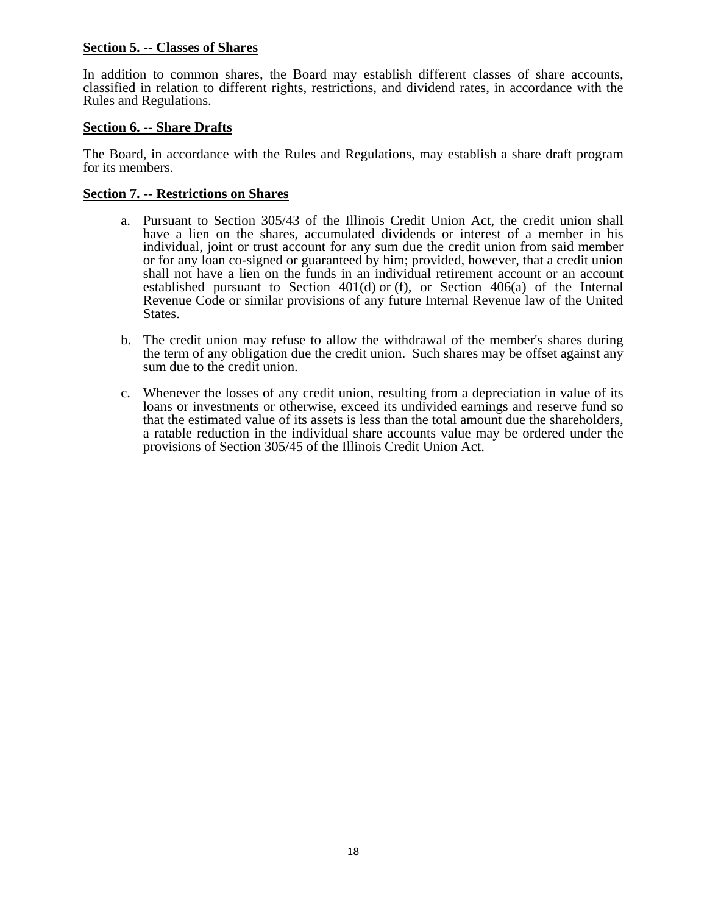**Section 5. -- Classes of Shares**

In addition to common shares, the Board may establish different classes of share accounts, classified in relation to different rights, restrictions, and dividend rates, in accordance with the Rules and Regulations.

**Section 6. -- Share Drafts**

The Board, in accordance with the Rules and Regulations, may establish a share draft program for its members.

**Section 7. -- Restrictions on Shares**

a. Pursuant to Section 305/43 of the Illinois Credit Union Act, the credit union shall have a lien on the shares, accumulated dividends or interest of a member in his individual, joint or trust account for any sum due the credit union from said member or for any loan co-signed or guaranteed by him; provided, however, that a credit union shall not have a lien on the funds in an individual retirement account or an account established pursuant to Section 401(d) or (f), or Section 406(a) of the Internal Revenue Code or similar provisions of any future Internal Revenue law of the United States.

b. The credit union may refuse to allow the withdrawal of the member's shares during the term of any obligation due the credit union. Such shares may be offset against any sum due to the credit union.

c. Whenever the losses of any credit union, resulting from a depreciation in value of its loans or investments or otherwise, exceed its undivided earnings and reserve fund so that the estimated value of its assets is less than the total amount due the shareholders, a ratable reduction in the individual share accounts value may be ordered under the provisions of Section 305/45 of the Illinois Credit Union Act.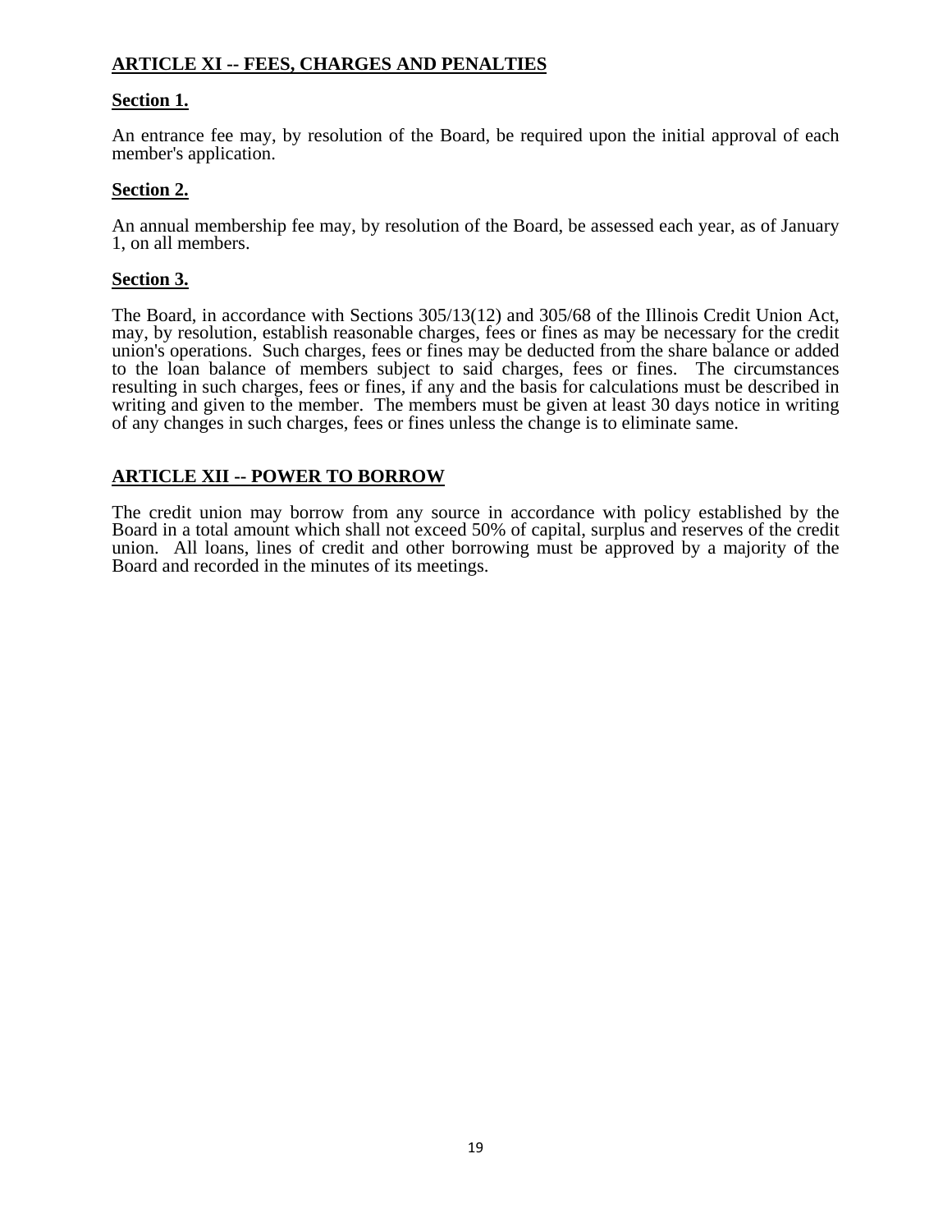## ARTICLE XI -- FEES, CHARGES AND PENALTIES

### Section 1.

An entrance fee may, by resolution of the Board, be required upon the initial approval of each member's application.

### Section 2.

An annual membership fee may, by resolution of the Board, be assessed each year, as of January 1, on all members.

### Section 3.

The Board, in accordance with Sections 305/13(12) and 305/68 of the Illinois Credit Union Act, may, by resolution, establish reasonable charges, fees or fines as may be necessary for the credit union's operations. Such charges, fees or fines may be deducted from the share balance or added to the loan balance of members subject to said charges, fees or fines. The circumstances resulting in such charges, fees or fines, if any and the basis for calculations must be described in writing and given to the member. The members must be given at least 30 days notice in writing of any changes in such charges, fees or fines unless the change is to eliminate same.

## ARTICLE XII -- POWER TO BORROW

The credit union may borrow from any source in accordance with policy established by the Board in a total amount which shall not exceed 50% of capital, surplus and reserves of the credit union. All loans, lines of credit and other borrowing must be approved by a majority of the Board and recorded in the minutes of its meetings.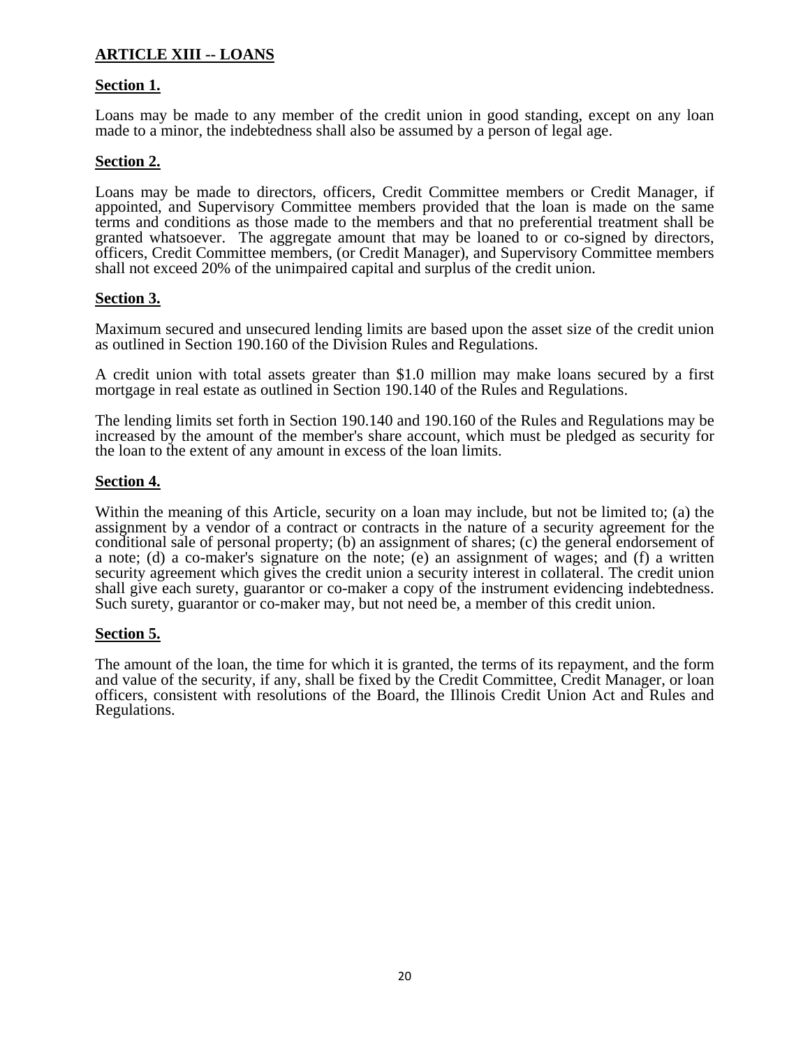## ARTICLE XIII -- LOANS

### Section 1.

Loans may be made to any member of the credit union in good standing, except on any loan made to a minor, the indebtedness shall also be assumed by a person of legal age.

### Section 2.

Loans may be made to directors, officers, Credit Committee members or Credit Manager, if appointed, and Supervisory Committee members provided that the loan is made on the same terms and conditions as those made to the members and that no preferential treatment shall be granted whatsoever. The aggregate amount that may be loaned to or co-signed by directors, officers, Credit Committee members, (or Credit Manager), and Supervisory Committee members shall not exceed 20% of the unimpaired capital and surplus of the credit union.

### Section 3.

Maximum secured and unsecured lending limits are based upon the asset size of the credit union as outlined in Section 190.160 of the Division Rules and Regulations.

A credit union with total assets greater than $1.0 million may make loans secured by a first mortgage in real estate as outlined in Section 190.140 of the Rules and Regulations.

The lending limits set forth in Section 190.140 and 190.160 of the Rules and Regulations may be increased by the amount of the member's share account, which must be pledged as security for the loan to the extent of any amount in excess of the loan limits.

### Section 4.

Within the meaning of this Article, security on a loan may include, but not be limited to; (a) the assignment by a vendor of a contract or contracts in the nature of a security agreement for the conditional sale of personal property; (b) an assignment of shares; (c) the general endorsement of a note; (d) a co-maker's signature on the note; (e) an assignment of wages; and (f) a written security agreement which gives the credit union a security interest in collateral. The credit union shall give each surety, guarantor or co-maker a copy of the instrument evidencing indebtedness. Such surety, guarantor or co-maker may, but not need be, a member of this credit union.

### Section 5.

The amount of the loan, the time for which it is granted, the terms of its repayment, and the form and value of the security, if any, shall be fixed by the Credit Committee, Credit Manager, or loan officers, consistent with resolutions of the Board, the Illinois Credit Union Act and Rules and Regulations.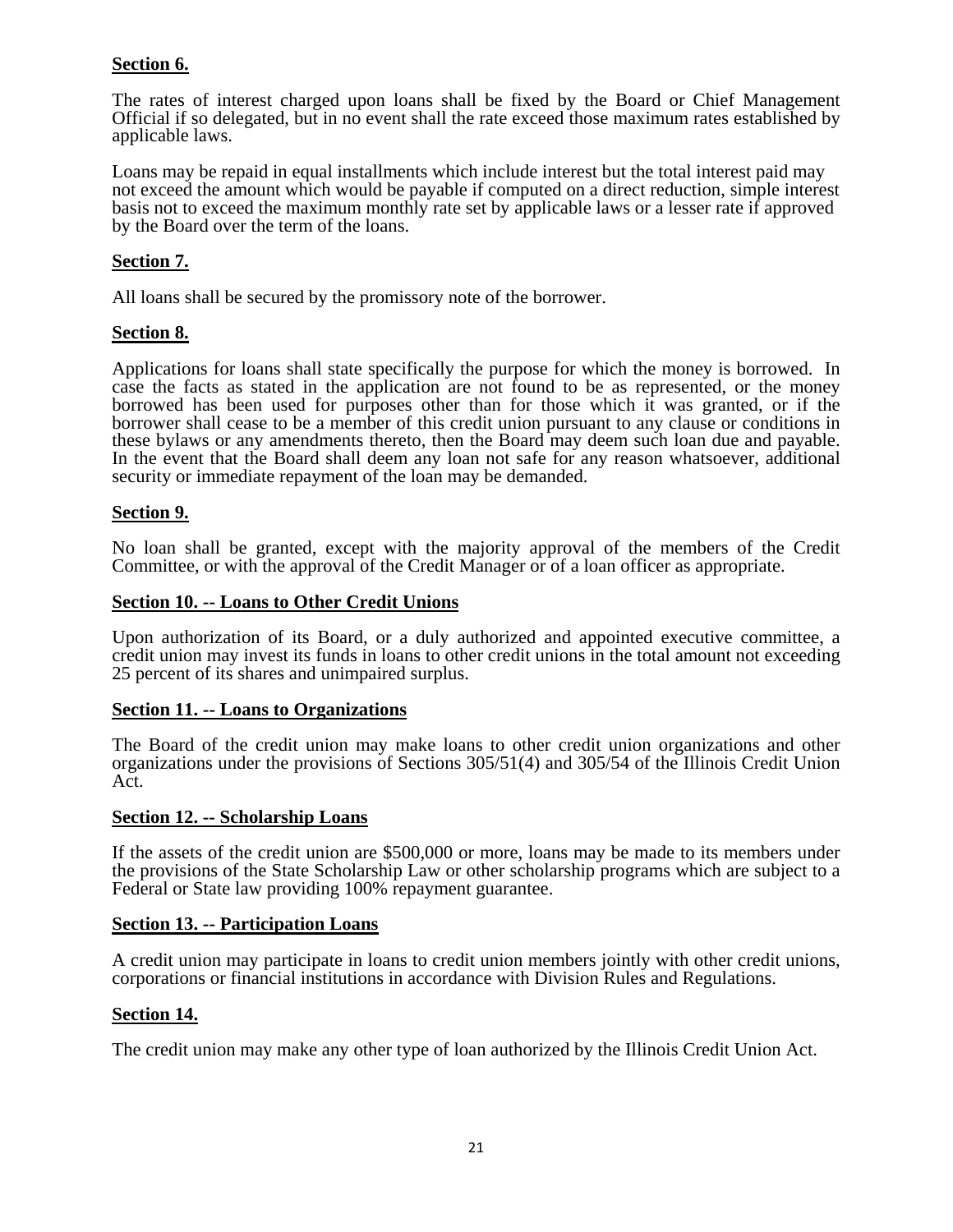**Section 6.**

The rates of interest charged upon loans shall be fixed by the Board or Chief Management Official if so delegated, but in no event shall the rate exceed those maximum rates established by applicable laws.

Loans may be repaid in equal installments which include interest but the total interest paid may not exceed the amount which would be payable if computed on a direct reduction, simple interest basis not to exceed the maximum monthly rate set by applicable laws or a lesser rate if approved by the Board over the term of the loans.

**Section 7.**

All loans shall be secured by the promissory note of the borrower.

**Section 8.**

Applications for loans shall state specifically the purpose for which the money is borrowed. In case the facts as stated in the application are not found to be as represented, or the money borrowed has been used for purposes other than for those which it was granted, or if the borrower shall cease to be a member of this credit union pursuant to any clause or conditions in these bylaws or any amendments thereto, then the Board may deem such loan due and payable. In the event that the Board shall deem any loan not safe for any reason whatsoever, additional security or immediate repayment of the loan may be demanded.

**Section 9.**

No loan shall be granted, except with the majority approval of the members of the Credit Committee, or with the approval of the Credit Manager or of a loan officer as appropriate.

**Section 10. -- Loans to Other Credit Unions**

Upon authorization of its Board, or a duly authorized and appointed executive committee, a credit union may invest its funds in loans to other credit unions in the total amount not exceeding 25 percent of its shares and unimpaired surplus.

**Section 11. -- Loans to Organizations**

The Board of the credit union may make loans to other credit union organizations and other organizations under the provisions of Sections 305/51(4) and 305/54 of the Illinois Credit Union Act.

**Section 12. -- Scholarship Loans**

If the assets of the credit union are $500,000 or more, loans may be made to its members under the provisions of the State Scholarship Law or other scholarship programs which are subject to a Federal or State law providing 100% repayment guarantee.

**Section 13. -- Participation Loans**

A credit union may participate in loans to credit union members jointly with other credit unions, corporations or financial institutions in accordance with Division Rules and Regulations.

**Section 14.**

The credit union may make any other type of loan authorized by the Illinois Credit Union Act.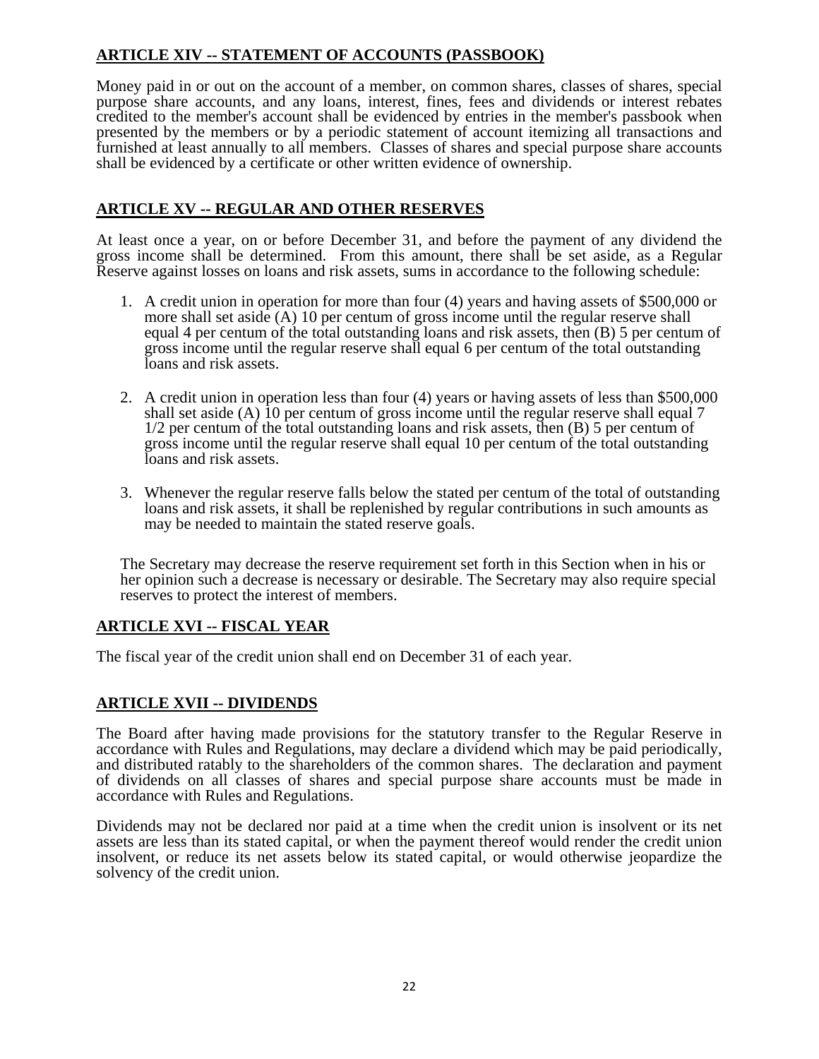## ARTICLE XIV -- STATEMENT OF ACCOUNTS (PASSBOOK)

Money paid in or out on the account of a member, on common shares, classes of shares, special purpose share accounts, and any loans, interest, fines, fees and dividends or interest rebates credited to the member's account shall be evidenced by entries in the member's passbook when presented by the members or by a periodic statement of account itemizing all transactions and furnished at least annually to all members. Classes of shares and special purpose share accounts shall be evidenced by a certificate or other written evidence of ownership.

## ARTICLE XV -- REGULAR AND OTHER RESERVES

At least once a year, on or before December 31, and before the payment of any dividend the gross income shall be determined. From this amount, there shall be set aside, as a Regular Reserve against losses on loans and risk assets, sums in accordance to the following schedule:

1. A credit union in operation for more than four (4) years and having assets of $500,000 or more shall set aside (A) 10 per centum of gross income until the regular reserve shall equal 4 per centum of the total outstanding loans and risk assets, then (B) 5 per centum of gross income until the regular reserve shall equal 6 per centum of the total outstanding loans and risk assets.

2. A credit union in operation less than four (4) years or having assets of less than $500,000 shall set aside (A) 10 per centum of gross income until the regular reserve shall equal 7 1/2 per centum of the total outstanding loans and risk assets, then (B) 5 per centum of gross income until the regular reserve shall equal 10 per centum of the total outstanding loans and risk assets.

3. Whenever the regular reserve falls below the stated per centum of the total of outstanding loans and risk assets, it shall be replenished by regular contributions in such amounts as may be needed to maintain the stated reserve goals.

The Secretary may decrease the reserve requirement set forth in this Section when in his or her opinion such a decrease is necessary or desirable. The Secretary may also require special reserves to protect the interest of members.

## ARTICLE XVI -- FISCAL YEAR

The fiscal year of the credit union shall end on December 31 of each year.

## ARTICLE XVII -- DIVIDENDS

The Board after having made provisions for the statutory transfer to the Regular Reserve in accordance with Rules and Regulations, may declare a dividend which may be paid periodically, and distributed ratably to the shareholders of the common shares. The declaration and payment of dividends on all classes of shares and special purpose share accounts must be made in accordance with Rules and Regulations.

Dividends may not be declared nor paid at a time when the credit union is insolvent or its net assets are less than its stated capital, or when the payment thereof would render the credit union insolvent, or reduce its net assets below its stated capital, or would otherwise jeopardize the solvency of the credit union.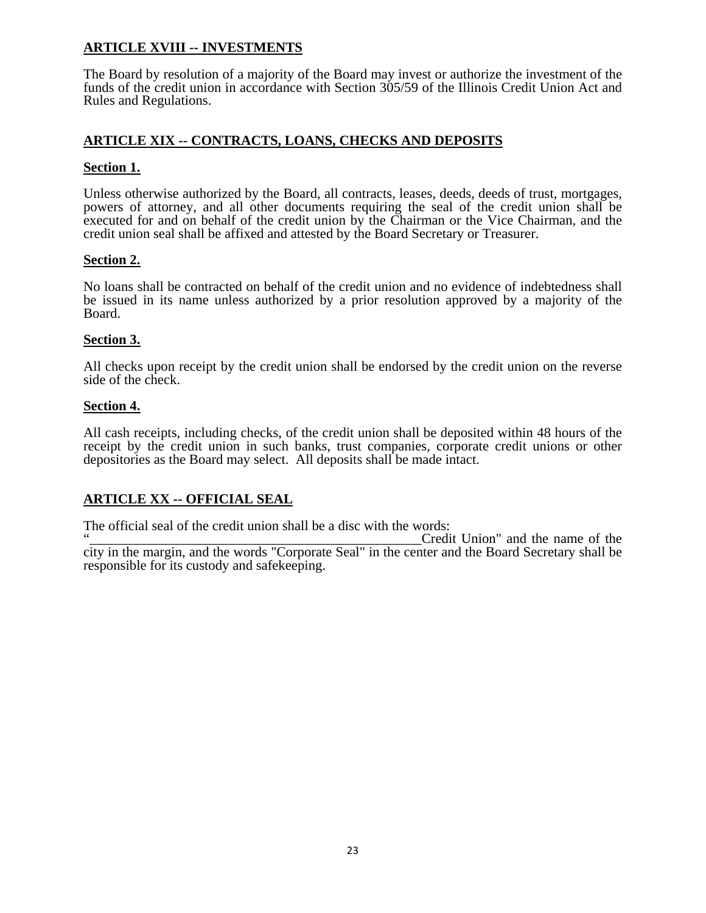## ARTICLE XVIII -- INVESTMENTS

The Board by resolution of a majority of the Board may invest or authorize the investment of the funds of the credit union in accordance with Section 305/59 of the Illinois Credit Union Act and Rules and Regulations.

## ARTICLE XIX -- CONTRACTS, LOANS, CHECKS AND DEPOSITS

### Section 1.

Unless otherwise authorized by the Board, all contracts, leases, deeds, deeds of trust, mortgages, powers of attorney, and all other documents requiring the seal of the credit union shall be executed for and on behalf of the credit union by the Chairman or the Vice Chairman, and the credit union seal shall be affixed and attested by the Board Secretary or Treasurer.

### Section 2.

No loans shall be contracted on behalf of the credit union and no evidence of indebtedness shall be issued in its name unless authorized by a prior resolution approved by a majority of the Board.

### Section 3.

All checks upon receipt by the credit union shall be endorsed by the credit union on the reverse side of the check.

### Section 4.

All cash receipts, including checks, of the credit union shall be deposited within 48 hours of the receipt by the credit union in such banks, trust companies, corporate credit unions or other depositories as the Board may select. All deposits shall be made intact.

## ARTICLE XX -- OFFICIAL SEAL

The official seal of the credit union shall be a disc with the words: "_________________________________________________Credit Union" and the name of the city in the margin, and the words "Corporate Seal" in the center and the Board Secretary shall be responsible for its custody and safekeeping.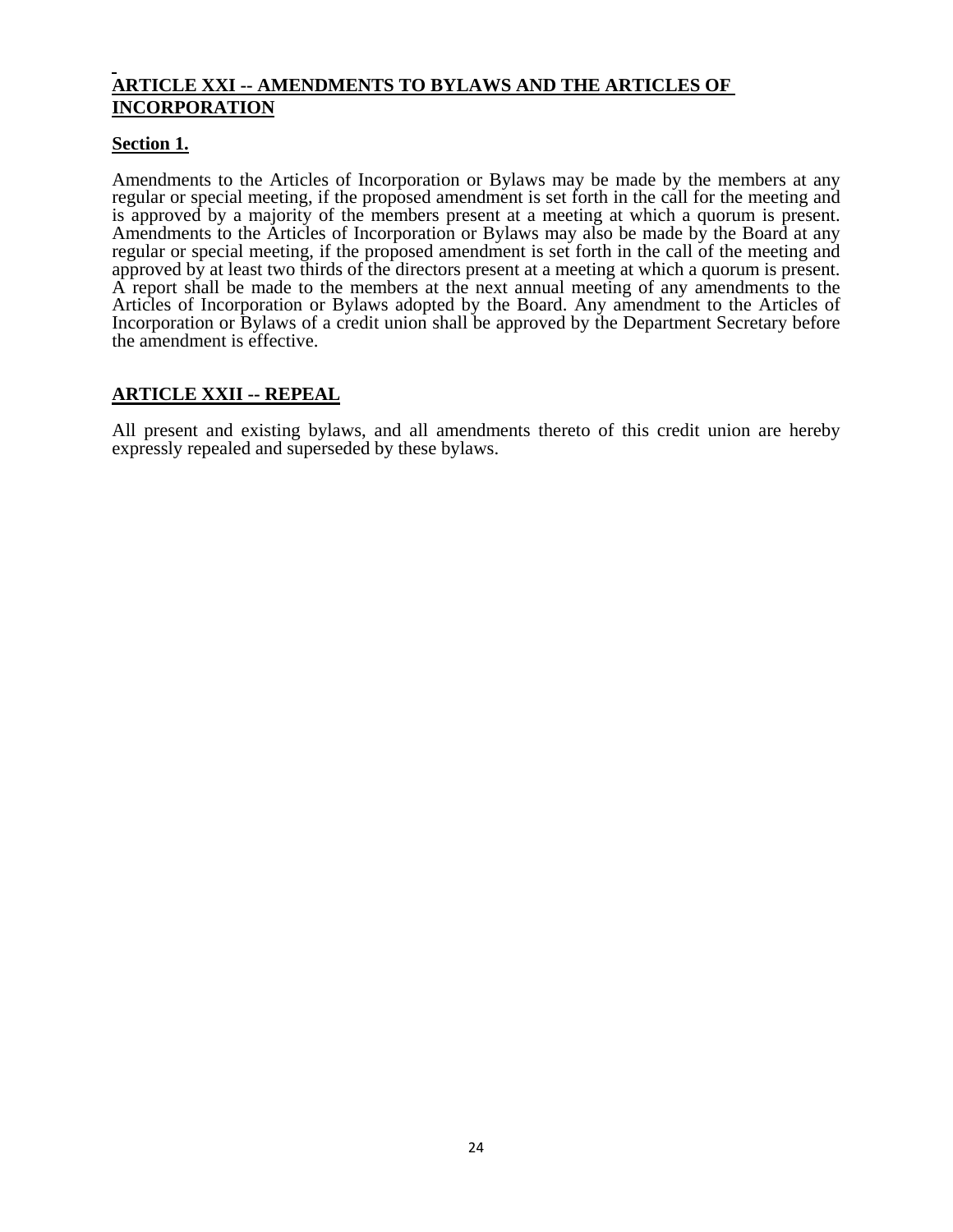## ARTICLE XXI -- AMENDMENTS TO BYLAWS AND THE ARTICLES OF INCORPORATION

### Section 1.

Amendments to the Articles of Incorporation or Bylaws may be made by the members at any regular or special meeting, if the proposed amendment is set forth in the call for the meeting and is approved by a majority of the members present at a meeting at which a quorum is present. Amendments to the Articles of Incorporation or Bylaws may also be made by the Board at any regular or special meeting, if the proposed amendment is set forth in the call of the meeting and approved by at least two thirds of the directors present at a meeting at which a quorum is present. A report shall be made to the members at the next annual meeting of any amendments to the Articles of Incorporation or Bylaws adopted by the Board. Any amendment to the Articles of Incorporation or Bylaws of a credit union shall be approved by the Department Secretary before the amendment is effective.

## ARTICLE XXII -- REPEAL

All present and existing bylaws, and all amendments thereto of this credit union are hereby expressly repealed and superseded by these bylaws.